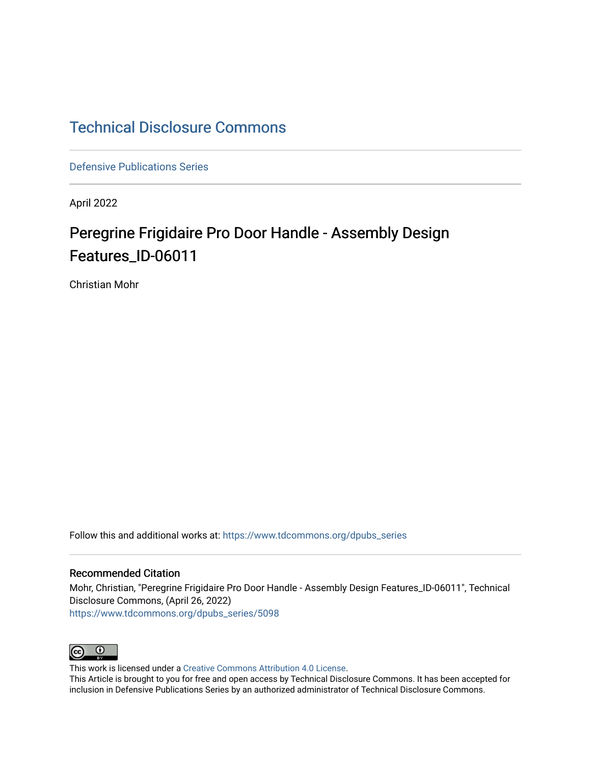# Technical Disclosure Commons

Defensive Publications Series

April 2022

## Peregrine Frigidaire Pro Door Handle - Assembly Design Features_ID-06011

Christian Mohr

Follow this and additional works at: https://www.tdcommons.org/dpubs_series

### Recommended Citation

Mohr, Christian, "Peregrine Frigidaire Pro Door Handle - Assembly Design Features_ID-06011", Technical Disclosure Commons, (April 26, 2022)
https://www.tdcommons.org/dpubs_series/5098

This work is licensed under a Creative Commons Attribution 4.0 License.
This Article is brought to you for free and open access by Technical Disclosure Commons. It has been accepted for inclusion in Defensive Publications Series by an authorized administrator of Technical Disclosure Commons.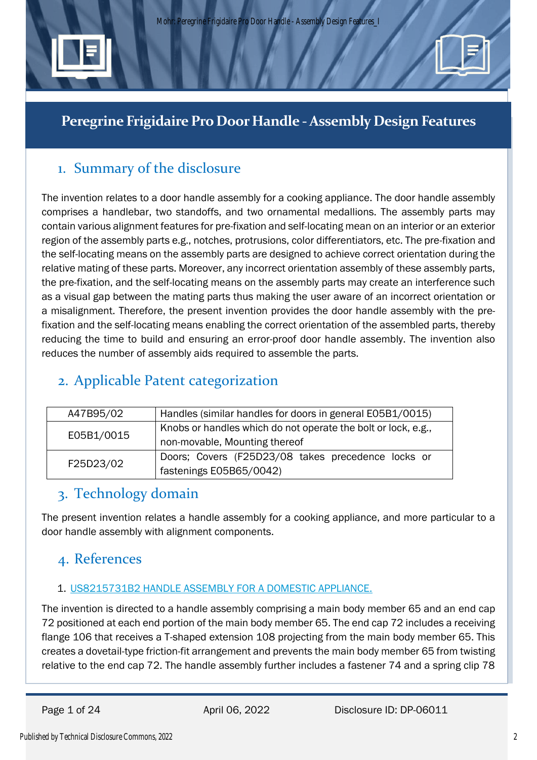# Peregrine Frigidaire Pro Door Handle - Assembly Design Features

## 1. Summary of the disclosure

The invention relates to a door handle assembly for a cooking appliance. The door handle assembly comprises a handlebar, two standoffs, and two ornamental medallions. The assembly parts may contain various alignment features for pre-fixation and self-locating mean on an interior or an exterior region of the assembly parts e.g., notches, protrusions, color differentiators, etc. The pre-fixation and the self-locating means on the assembly parts are designed to achieve correct orientation during the relative mating of these parts. Moreover, any incorrect orientation assembly of these assembly parts, the pre-fixation, and the self-locating means on the assembly parts may create an interference such as a visual gap between the mating parts thus making the user aware of an incorrect orientation or a misalignment. Therefore, the present invention provides the door handle assembly with the pre-fixation and the self-locating means enabling the correct orientation of the assembled parts, thereby reducing the time to build and ensuring an error-proof door handle assembly. The invention also reduces the number of assembly aids required to assemble the parts.

## 2. Applicable Patent categorization

| | |
|---|---|
| A47B95/02 | Handles (similar handles for doors in general E05B1/0015) |
| E05B1/0015 | Knobs or handles which do not operate the bolt or lock, e.g., non-movable, Mounting thereof |
| F25D23/02 | Doors; Covers (F25D23/08 takes precedence locks or fastenings E05B65/0042) |

## 3. Technology domain

The present invention relates a handle assembly for a cooking appliance, and more particular to a door handle assembly with alignment components.

## 4. References

1. US8215731B2 HANDLE ASSEMBLY FOR A DOMESTIC APPLIANCE.

The invention is directed to a handle assembly comprising a main body member 65 and an end cap 72 positioned at each end portion of the main body member 65. The end cap 72 includes a receiving flange 106 that receives a T-shaped extension 108 projecting from the main body member 65. This creates a dovetail-type friction-fit arrangement and prevents the main body member 65 from twisting relative to the end cap 72. The handle assembly further includes a fastener 74 and a spring clip 78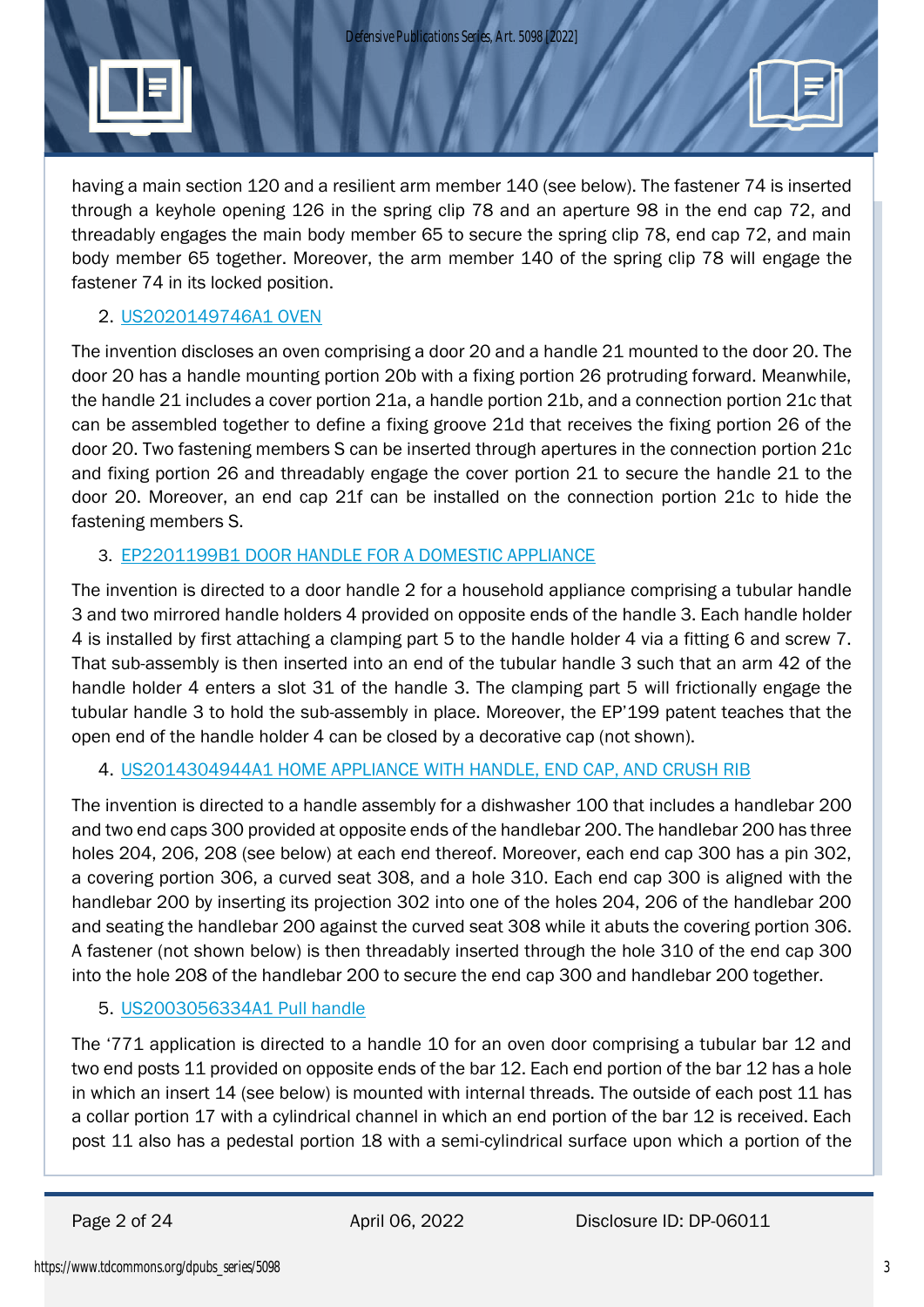having a main section 120 and a resilient arm member 140 (see below). The fastener 74 is inserted through a keyhole opening 126 in the spring clip 78 and an aperture 98 in the end cap 72, and threadably engages the main body member 65 to secure the spring clip 78, end cap 72, and main body member 65 together. Moreover, the arm member 140 of the spring clip 78 will engage the fastener 74 in its locked position.

2. US2020149746A1 OVEN

The invention discloses an oven comprising a door 20 and a handle 21 mounted to the door 20. The door 20 has a handle mounting portion 20b with a fixing portion 26 protruding forward. Meanwhile, the handle 21 includes a cover portion 21a, a handle portion 21b, and a connection portion 21c that can be assembled together to define a fixing groove 21d that receives the fixing portion 26 of the door 20. Two fastening members S can be inserted through apertures in the connection portion 21c and fixing portion 26 and threadably engage the cover portion 21 to secure the handle 21 to the door 20. Moreover, an end cap 21f can be installed on the connection portion 21c to hide the fastening members S.

3. EP2201199B1 DOOR HANDLE FOR A DOMESTIC APPLIANCE

The invention is directed to a door handle 2 for a household appliance comprising a tubular handle 3 and two mirrored handle holders 4 provided on opposite ends of the handle 3. Each handle holder 4 is installed by first attaching a clamping part 5 to the handle holder 4 via a fitting 6 and screw 7. That sub-assembly is then inserted into an end of the tubular handle 3 such that an arm 42 of the handle holder 4 enters a slot 31 of the handle 3. The clamping part 5 will frictionally engage the tubular handle 3 to hold the sub-assembly in place. Moreover, the EP'199 patent teaches that the open end of the handle holder 4 can be closed by a decorative cap (not shown).

4. US2014304944A1 HOME APPLIANCE WITH HANDLE, END CAP, AND CRUSH RIB

The invention is directed to a handle assembly for a dishwasher 100 that includes a handlebar 200 and two end caps 300 provided at opposite ends of the handlebar 200. The handlebar 200 has three holes 204, 206, 208 (see below) at each end thereof. Moreover, each end cap 300 has a pin 302, a covering portion 306, a curved seat 308, and a hole 310. Each end cap 300 is aligned with the handlebar 200 by inserting its projection 302 into one of the holes 204, 206 of the handlebar 200 and seating the handlebar 200 against the curved seat 308 while it abuts the covering portion 306. A fastener (not shown below) is then threadably inserted through the hole 310 of the end cap 300 into the hole 208 of the handlebar 200 to secure the end cap 300 and handlebar 200 together.

5. US2003056334A1 Pull handle

The '771 application is directed to a handle 10 for an oven door comprising a tubular bar 12 and two end posts 11 provided on opposite ends of the bar 12. Each end portion of the bar 12 has a hole in which an insert 14 (see below) is mounted with internal threads. The outside of each post 11 has a collar portion 17 with a cylindrical channel in which an end portion of the bar 12 is received. Each post 11 also has a pedestal portion 18 with a semi-cylindrical surface upon which a portion of the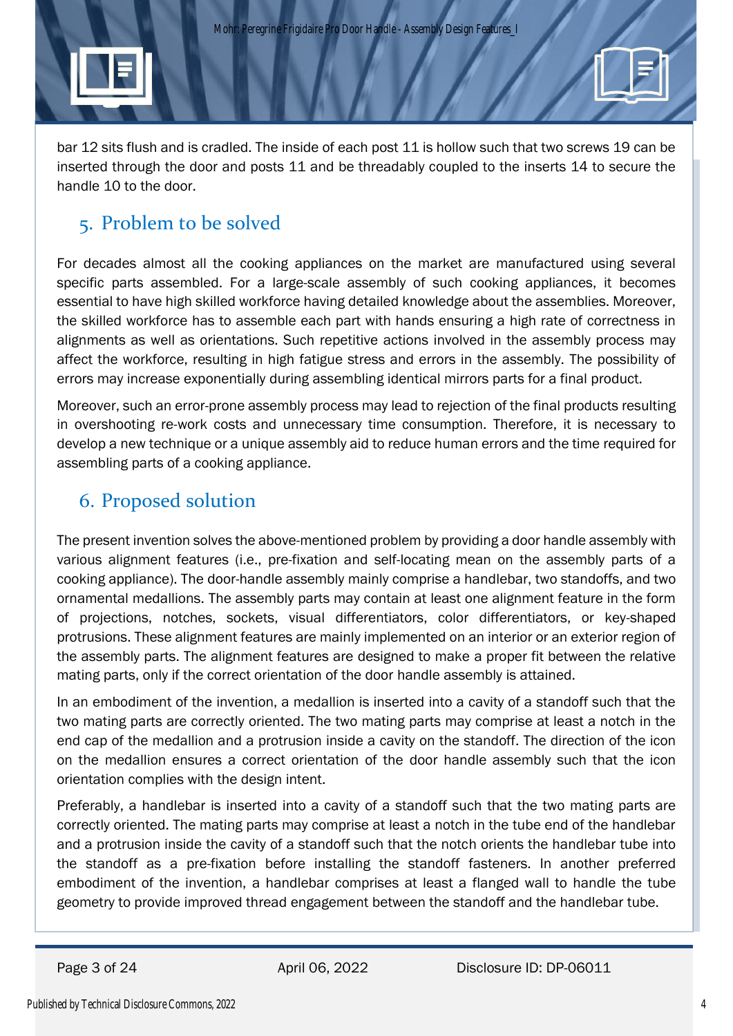bar 12 sits flush and is cradled. The inside of each post 11 is hollow such that two screws 19 can be inserted through the door and posts 11 and be threadably coupled to the inserts 14 to secure the handle 10 to the door.

## 5. Problem to be solved

For decades almost all the cooking appliances on the market are manufactured using several specific parts assembled. For a large-scale assembly of such cooking appliances, it becomes essential to have high skilled workforce having detailed knowledge about the assemblies. Moreover, the skilled workforce has to assemble each part with hands ensuring a high rate of correctness in alignments as well as orientations. Such repetitive actions involved in the assembly process may affect the workforce, resulting in high fatigue stress and errors in the assembly. The possibility of errors may increase exponentially during assembling identical mirrors parts for a final product.

Moreover, such an error-prone assembly process may lead to rejection of the final products resulting in overshooting re-work costs and unnecessary time consumption. Therefore, it is necessary to develop a new technique or a unique assembly aid to reduce human errors and the time required for assembling parts of a cooking appliance.

## 6. Proposed solution

The present invention solves the above-mentioned problem by providing a door handle assembly with various alignment features (i.e., pre-fixation and self-locating mean on the assembly parts of a cooking appliance). The door-handle assembly mainly comprise a handlebar, two standoffs, and two ornamental medallions. The assembly parts may contain at least one alignment feature in the form of projections, notches, sockets, visual differentiators, color differentiators, or key-shaped protrusions. These alignment features are mainly implemented on an interior or an exterior region of the assembly parts. The alignment features are designed to make a proper fit between the relative mating parts, only if the correct orientation of the door handle assembly is attained.

In an embodiment of the invention, a medallion is inserted into a cavity of a standoff such that the two mating parts are correctly oriented. The two mating parts may comprise at least a notch in the end cap of the medallion and a protrusion inside a cavity on the standoff. The direction of the icon on the medallion ensures a correct orientation of the door handle assembly such that the icon orientation complies with the design intent.

Preferably, a handlebar is inserted into a cavity of a standoff such that the two mating parts are correctly oriented. The mating parts may comprise at least a notch in the tube end of the handlebar and a protrusion inside the cavity of a standoff such that the notch orients the handlebar tube into the standoff as a pre-fixation before installing the standoff fasteners. In another preferred embodiment of the invention, a handlebar comprises at least a flanged wall to handle the tube geometry to provide improved thread engagement between the standoff and the handlebar tube.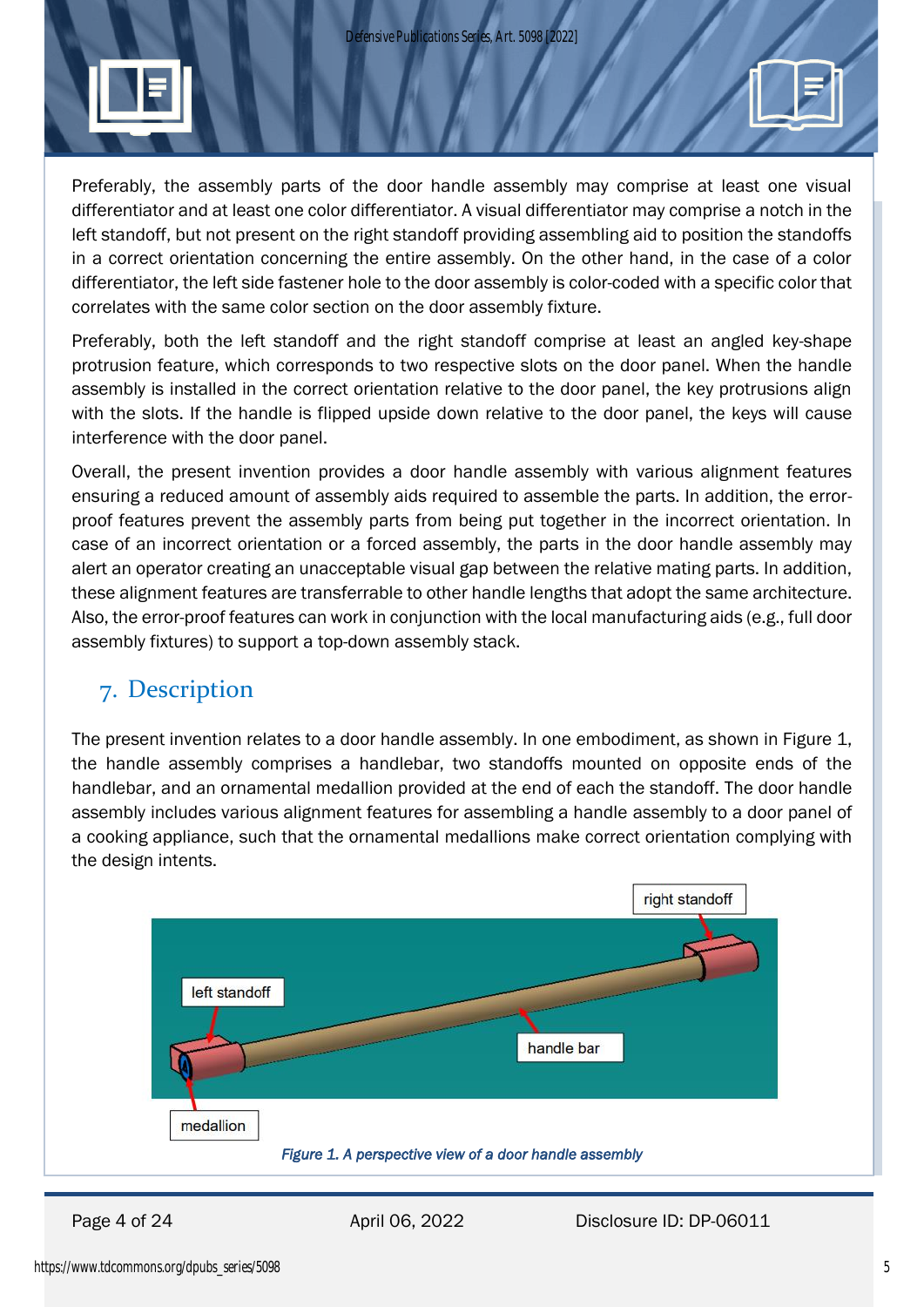Preferably, the assembly parts of the door handle assembly may comprise at least one visual differentiator and at least one color differentiator. A visual differentiator may comprise a notch in the left standoff, but not present on the right standoff providing assembling aid to position the standoffs in a correct orientation concerning the entire assembly. On the other hand, in the case of a color differentiator, the left side fastener hole to the door assembly is color-coded with a specific color that correlates with the same color section on the door assembly fixture.

Preferably, both the left standoff and the right standoff comprise at least an angled key-shape protrusion feature, which corresponds to two respective slots on the door panel. When the handle assembly is installed in the correct orientation relative to the door panel, the key protrusions align with the slots. If the handle is flipped upside down relative to the door panel, the keys will cause interference with the door panel.

Overall, the present invention provides a door handle assembly with various alignment features ensuring a reduced amount of assembly aids required to assemble the parts. In addition, the error-proof features prevent the assembly parts from being put together in the incorrect orientation. In case of an incorrect orientation or a forced assembly, the parts in the door handle assembly may alert an operator creating an unacceptable visual gap between the relative mating parts. In addition, these alignment features are transferrable to other handle lengths that adopt the same architecture. Also, the error-proof features can work in conjunction with the local manufacturing aids (e.g., full door assembly fixtures) to support a top-down assembly stack.

## 7. Description

The present invention relates to a door handle assembly. In one embodiment, as shown in Figure 1, the handle assembly comprises a handlebar, two standoffs mounted on opposite ends of the handlebar, and an ornamental medallion provided at the end of each the standoff. The door handle assembly includes various alignment features for assembling a handle assembly to a door panel of a cooking appliance, such that the ornamental medallions make correct orientation complying with the design intents.

right standoff

left standoff

handle bar

medallion

*Figure 1. A perspective view of a door handle assembly*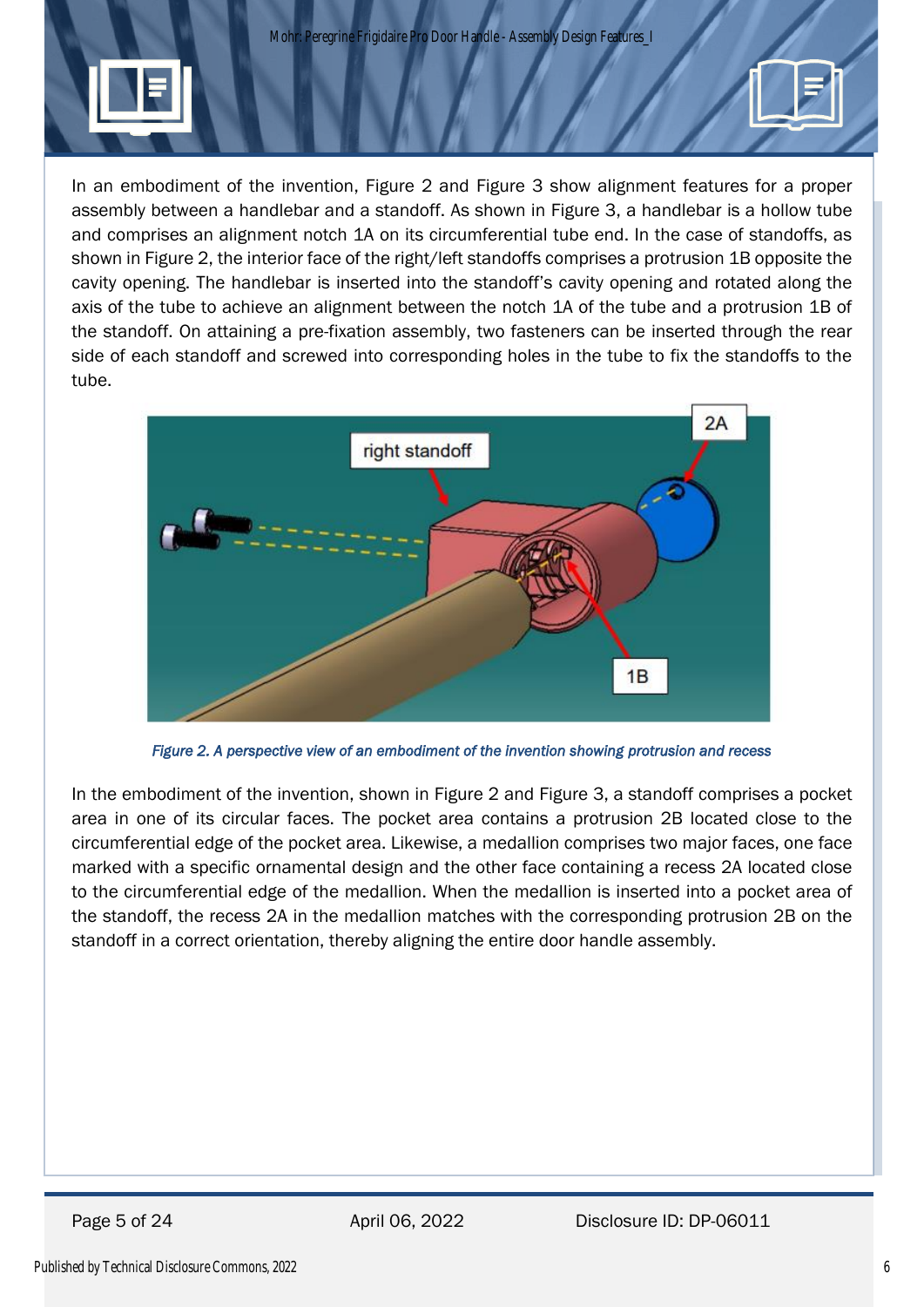In an embodiment of the invention, Figure 2 and Figure 3 show alignment features for a proper assembly between a handlebar and a standoff. As shown in Figure 3, a handlebar is a hollow tube and comprises an alignment notch 1A on its circumferential tube end. In the case of standoffs, as shown in Figure 2, the interior face of the right/left standoffs comprises a protrusion 1B opposite the cavity opening. The handlebar is inserted into the standoff's cavity opening and rotated along the axis of the tube to achieve an alignment between the notch 1A of the tube and a protrusion 1B of the standoff. On attaining a pre-fixation assembly, two fasteners can be inserted through the rear side of each standoff and screwed into corresponding holes in the tube to fix the standoffs to the tube.

2A

right standoff

1B

*Figure 2. A perspective view of an embodiment of the invention showing protrusion and recess*

In the embodiment of the invention, shown in Figure 2 and Figure 3, a standoff comprises a pocket area in one of its circular faces. The pocket area contains a protrusion 2B located close to the circumferential edge of the pocket area. Likewise, a medallion comprises two major faces, one face marked with a specific ornamental design and the other face containing a recess 2A located close to the circumferential edge of the medallion. When the medallion is inserted into a pocket area of the standoff, the recess 2A in the medallion matches with the corresponding protrusion 2B on the standoff in a correct orientation, thereby aligning the entire door handle assembly.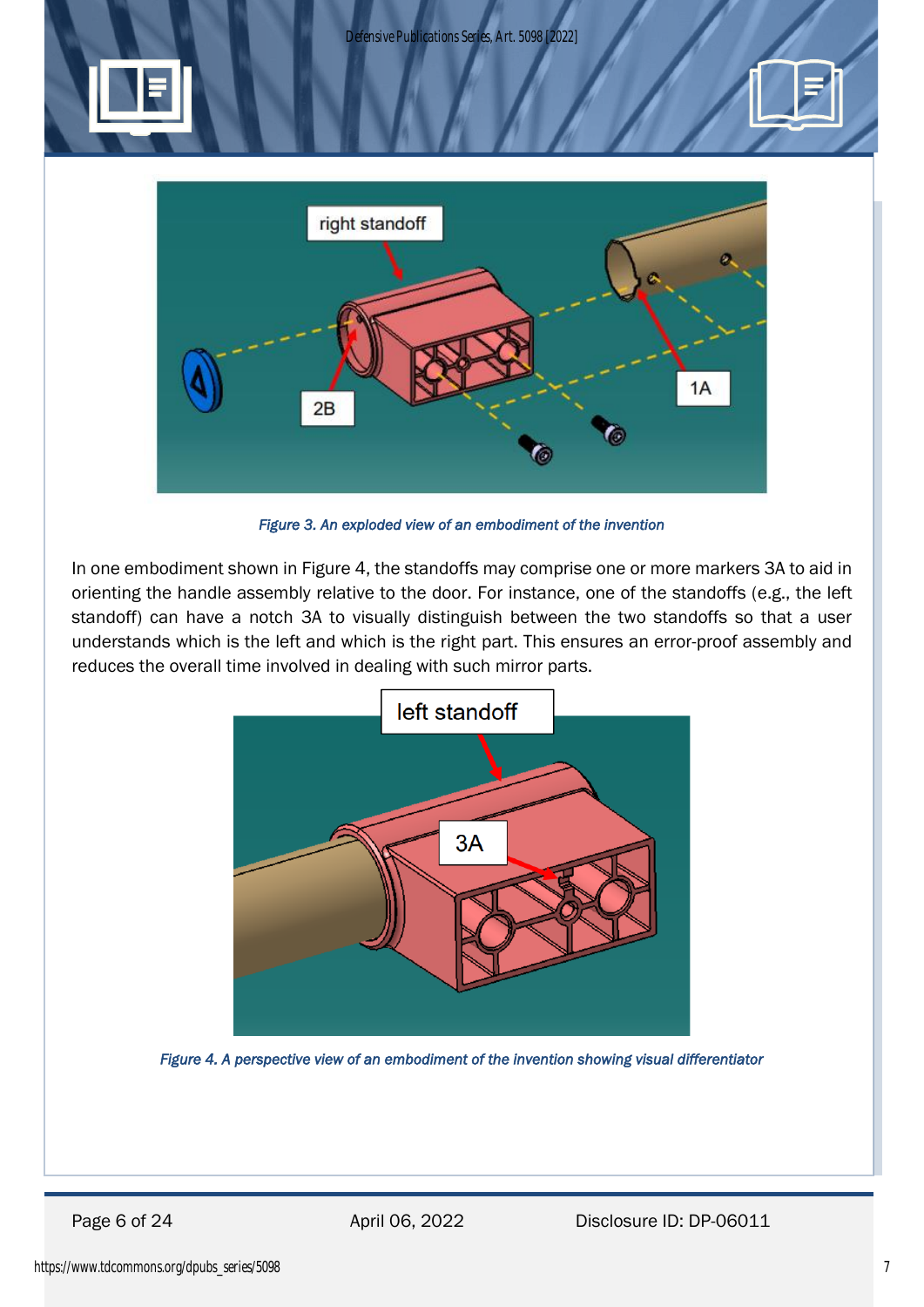right standoff

2B

1A

*Figure 3. An exploded view of an embodiment of the invention*

In one embodiment shown in Figure 4, the standoffs may comprise one or more markers 3A to aid in orienting the handle assembly relative to the door. For instance, one of the standoffs (e.g., the left standoff) can have a notch 3A to visually distinguish between the two standoffs so that a user understands which is the left and which is the right part. This ensures an error-proof assembly and reduces the overall time involved in dealing with such mirror parts.

left standoff

3A

*Figure 4. A perspective view of an embodiment of the invention showing visual differentiator*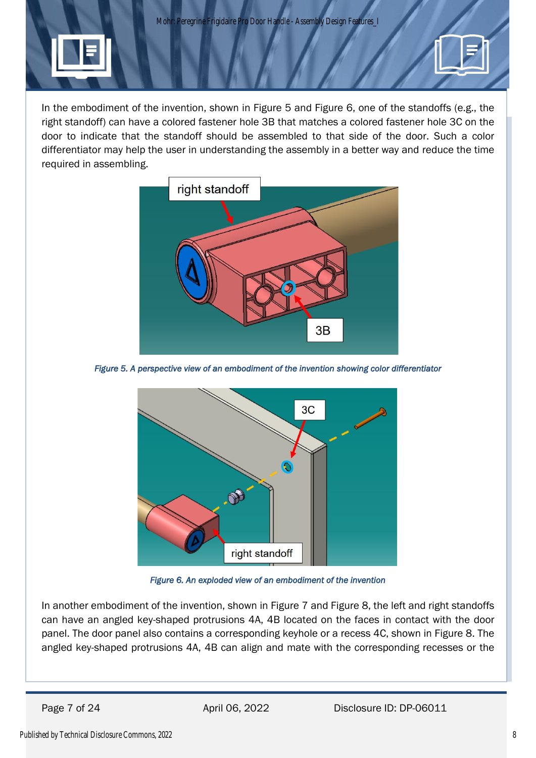In the embodiment of the invention, shown in Figure 5 and Figure 6, one of the standoffs (e.g., the right standoff) can have a colored fastener hole 3B that matches a colored fastener hole 3C on the door to indicate that the standoff should be assembled to that side of the door. Such a color differentiator may help the user in understanding the assembly in a better way and reduce the time required in assembling.

right standoff

3B

*Figure 5. A perspective view of an embodiment of the invention showing color differentiator*

3C

right standoff

*Figure 6. An exploded view of an embodiment of the invention*

In another embodiment of the invention, shown in Figure 7 and Figure 8, the left and right standoffs can have an angled key-shaped protrusions 4A, 4B located on the faces in contact with the door panel. The door panel also contains a corresponding keyhole or a recess 4C, shown in Figure 8. The angled key-shaped protrusions 4A, 4B can align and mate with the corresponding recesses or the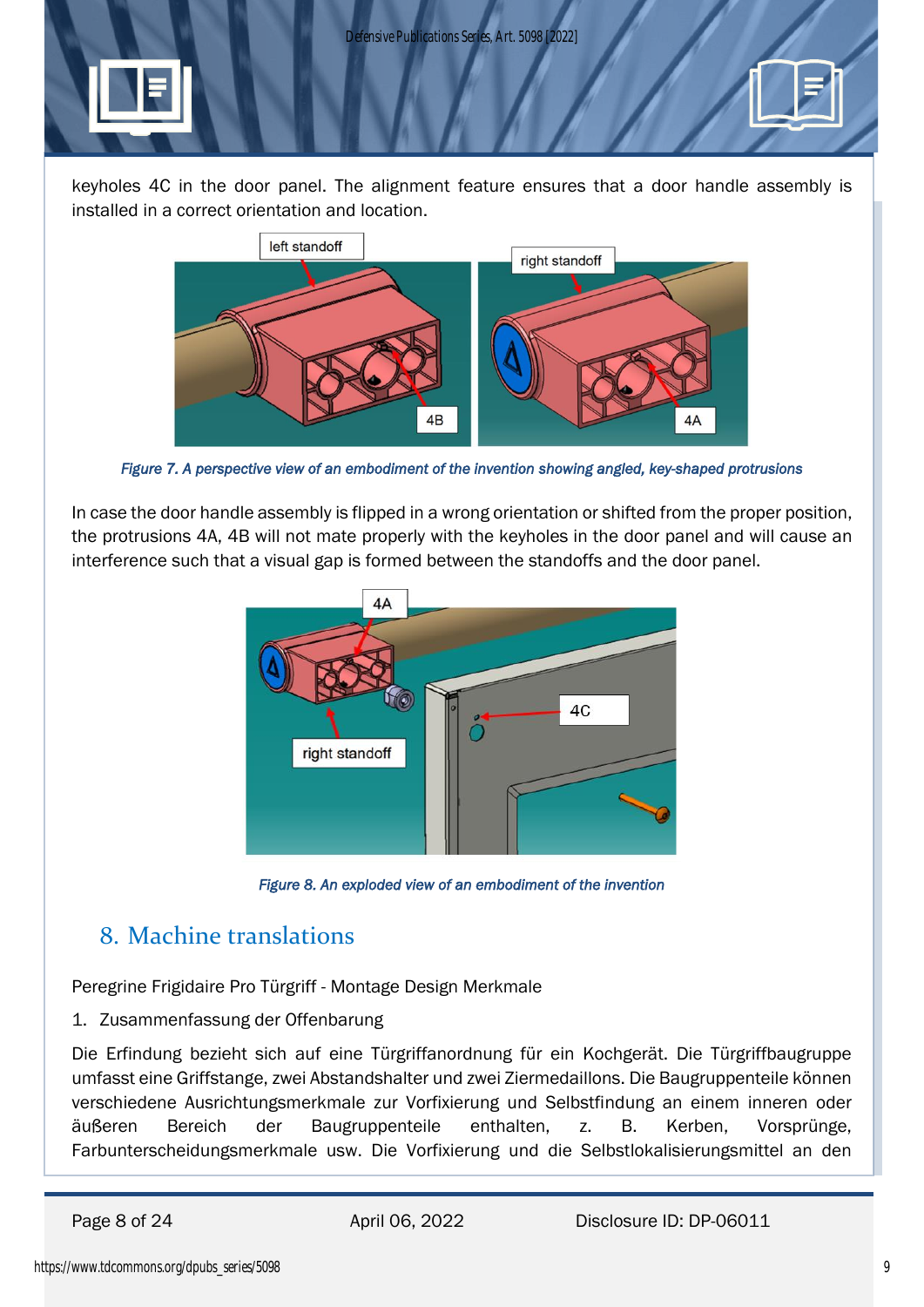keyholes 4C in the door panel. The alignment feature ensures that a door handle assembly is installed in a correct orientation and location.

left standoff

right standoff

4B

4A

*Figure 7. A perspective view of an embodiment of the invention showing angled, key-shaped protrusions*

In case the door handle assembly is flipped in a wrong orientation or shifted from the proper position, the protrusions 4A, 4B will not mate properly with the keyholes in the door panel and will cause an interference such that a visual gap is formed between the standoffs and the door panel.

4A

4C

right standoff

*Figure 8. An exploded view of an embodiment of the invention*

## 8. Machine translations

Peregrine Frigidaire Pro Türgriff - Montage Design Merkmale

1. Zusammenfassung der Offenbarung

Die Erfindung bezieht sich auf eine Türgriffanordnung für ein Kochgerät. Die Türgriffbaugruppe umfasst eine Griffstange, zwei Abstandshalter und zwei Ziermedaillons. Die Baugruppenteile können verschiedene Ausrichtungsmerkmale zur Vorfixierung und Selbstfindung an einem inneren oder äußeren Bereich der Baugruppenteile enthalten, z. B. Kerben, Vorsprünge, Farbunterscheidungsmerkmale usw. Die Vorfixierung und die Selbstlokalisierungsmittel an den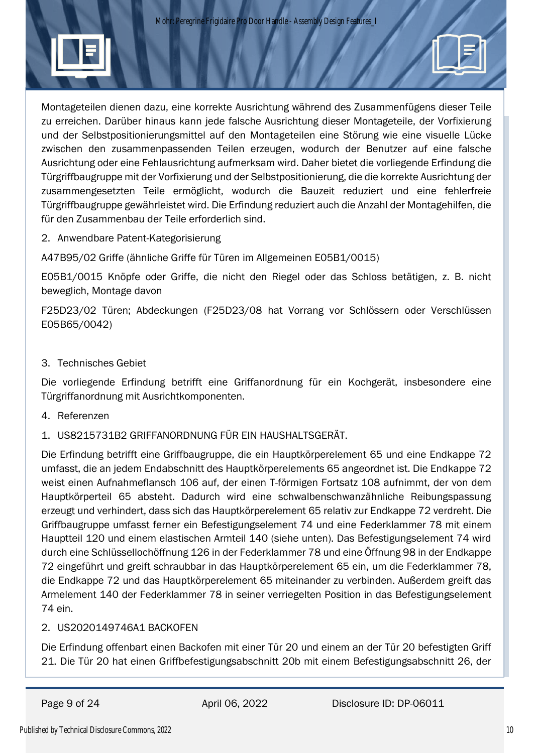Montageteilen dienen dazu, eine korrekte Ausrichtung während des Zusammenfügens dieser Teile zu erreichen. Darüber hinaus kann jede falsche Ausrichtung dieser Montageteile, der Vorfixierung und der Selbstpositionierungsmittel auf den Montageteilen eine Störung wie eine visuelle Lücke zwischen den zusammenpassenden Teilen erzeugen, wodurch der Benutzer auf eine falsche Ausrichtung oder eine Fehlausrichtung aufmerksam wird. Daher bietet die vorliegende Erfindung die Türgriffbaugruppe mit der Vorfixierung und der Selbstpositionierung, die die korrekte Ausrichtung der zusammengesetzten Teile ermöglicht, wodurch die Bauzeit reduziert und eine fehlerfreie Türgriffbaugruppe gewährleistet wird. Die Erfindung reduziert auch die Anzahl der Montagehilfen, die für den Zusammenbau der Teile erforderlich sind.

2. Anwendbare Patent-Kategorisierung

A47B95/02 Griffe (ähnliche Griffe für Türen im Allgemeinen E05B1/0015)

E05B1/0015 Knöpfe oder Griffe, die nicht den Riegel oder das Schloss betätigen, z. B. nicht beweglich, Montage davon

F25D23/02 Türen; Abdeckungen (F25D23/08 hat Vorrang vor Schlössern oder Verschlüssen E05B65/0042)

3. Technisches Gebiet

Die vorliegende Erfindung betrifft eine Griffanordnung für ein Kochgerät, insbesondere eine Türgriffanordnung mit Ausrichtkomponenten.

4. Referenzen

1. US8215731B2 GRIFFANORDNUNG FÜR EIN HAUSHALTSGERÄT.

Die Erfindung betrifft eine Griffbaugruppe, die ein Hauptkörperelement 65 und eine Endkappe 72 umfasst, die an jedem Endabschnitt des Hauptkörperelements 65 angeordnet ist. Die Endkappe 72 weist einen Aufnahmeflansch 106 auf, der einen T-förmigen Fortsatz 108 aufnimmt, der von dem Hauptkörperteil 65 absteht. Dadurch wird eine schwalbenschwanzähnliche Reibungspassung erzeugt und verhindert, dass sich das Hauptkörperelement 65 relativ zur Endkappe 72 verdreht. Die Griffbaugruppe umfasst ferner ein Befestigungselement 74 und eine Federklammer 78 mit einem Hauptteil 120 und einem elastischen Armteil 140 (siehe unten). Das Befestigungselement 74 wird durch eine Schlüssellochöffnung 126 in der Federklammer 78 und eine Öffnung 98 in der Endkappe 72 eingeführt und greift schraubbar in das Hauptkörperelement 65 ein, um die Federklammer 78, die Endkappe 72 und das Hauptkörperelement 65 miteinander zu verbinden. Außerdem greift das Armelement 140 der Federklammer 78 in seiner verriegelten Position in das Befestigungselement 74 ein.

2. US2020149746A1 BACKOFEN

Die Erfindung offenbart einen Backofen mit einer Tür 20 und einem an der Tür 20 befestigten Griff 21. Die Tür 20 hat einen Griffbefestigungsabschnitt 20b mit einem Befestigungsabschnitt 26, der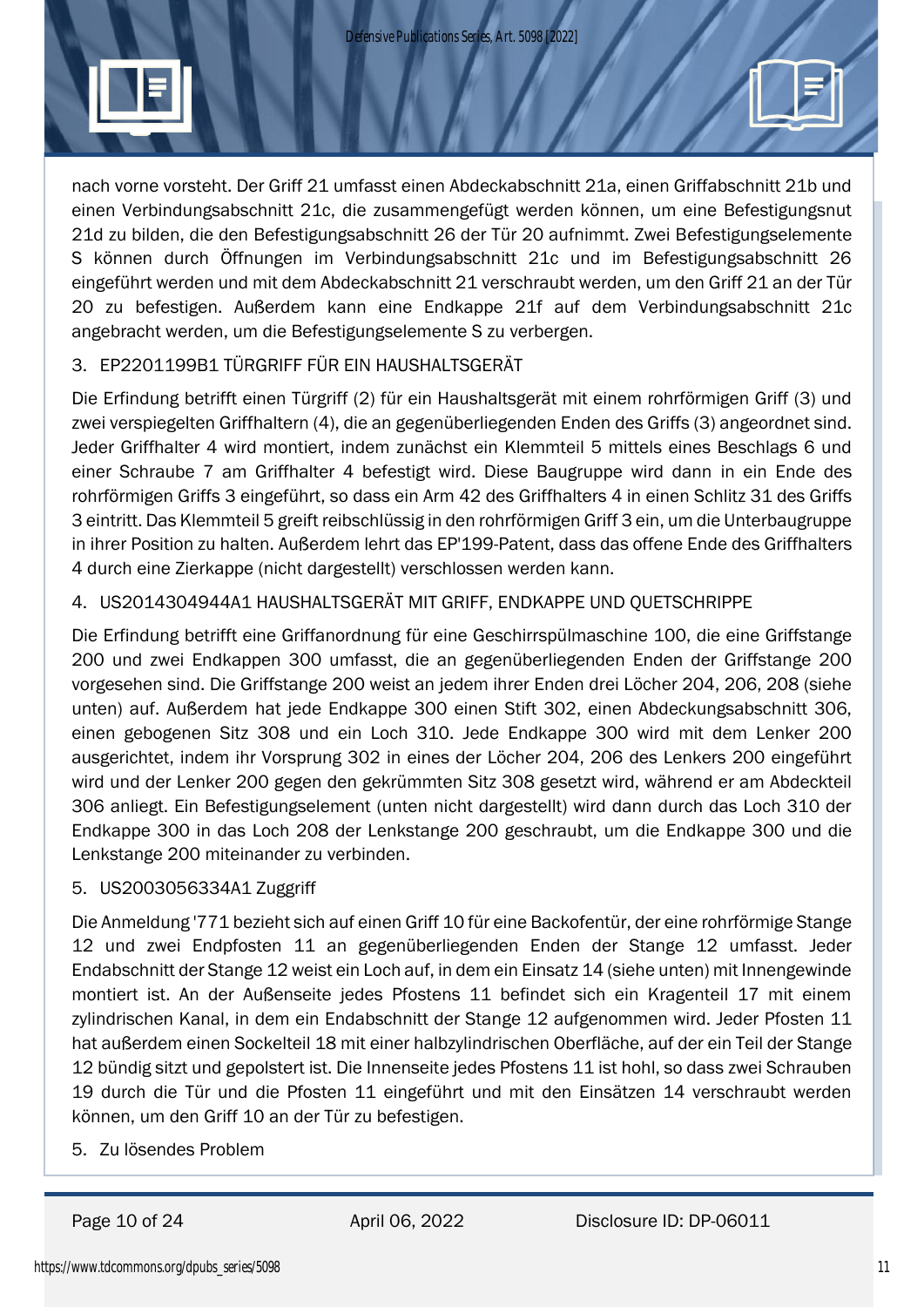nach vorne vorsteht. Der Griff 21 umfasst einen Abdeckabschnitt 21a, einen Griffabschnitt 21b und einen Verbindungsabschnitt 21c, die zusammengefügt werden können, um eine Befestigungsnut 21d zu bilden, die den Befestigungsabschnitt 26 der Tür 20 aufnimmt. Zwei Befestigungselemente S können durch Öffnungen im Verbindungsabschnitt 21c und im Befestigungsabschnitt 26 eingeführt werden und mit dem Abdeckabschnitt 21 verschraubt werden, um den Griff 21 an der Tür 20 zu befestigen. Außerdem kann eine Endkappe 21f auf dem Verbindungsabschnitt 21c angebracht werden, um die Befestigungselemente S zu verbergen.

3. EP2201199B1 TÜRGRIFF FÜR EIN HAUSHALTSGERÄT

Die Erfindung betrifft einen Türgriff (2) für ein Haushaltsgerät mit einem rohrförmigen Griff (3) und zwei verspiegelten Griffhaltern (4), die an gegenüberliegenden Enden des Griffs (3) angeordnet sind. Jeder Griffhalter 4 wird montiert, indem zunächst ein Klemmteil 5 mittels eines Beschlags 6 und einer Schraube 7 am Griffhalter 4 befestigt wird. Diese Baugruppe wird dann in ein Ende des rohrförmigen Griffs 3 eingeführt, so dass ein Arm 42 des Griffhalters 4 in einen Schlitz 31 des Griffs 3 eintritt. Das Klemmteil 5 greift reibschlüssig in den rohrförmigen Griff 3 ein, um die Unterbaugruppe in ihrer Position zu halten. Außerdem lehrt das EP'199-Patent, dass das offene Ende des Griffhalters 4 durch eine Zierkappe (nicht dargestellt) verschlossen werden kann.

4. US2014304944A1 HAUSHALTSGERÄT MIT GRIFF, ENDKAPPE UND QUETSCHRIPPE

Die Erfindung betrifft eine Griffanordnung für eine Geschirrspülmaschine 100, die eine Griffstange 200 und zwei Endkappen 300 umfasst, die an gegenüberliegenden Enden der Griffstange 200 vorgesehen sind. Die Griffstange 200 weist an jedem ihrer Enden drei Löcher 204, 206, 208 (siehe unten) auf. Außerdem hat jede Endkappe 300 einen Stift 302, einen Abdeckungsabschnitt 306, einen gebogenen Sitz 308 und ein Loch 310. Jede Endkappe 300 wird mit dem Lenker 200 ausgerichtet, indem ihr Vorsprung 302 in eines der Löcher 204, 206 des Lenkers 200 eingeführt wird und der Lenker 200 gegen den gekrümmten Sitz 308 gesetzt wird, während er am Abdeckteil 306 anliegt. Ein Befestigungselement (unten nicht dargestellt) wird dann durch das Loch 310 der Endkappe 300 in das Loch 208 der Lenkstange 200 geschraubt, um die Endkappe 300 und die Lenkstange 200 miteinander zu verbinden.

5. US2003056334A1 Zuggriff

Die Anmeldung '771 bezieht sich auf einen Griff 10 für eine Backofentür, der eine rohrförmige Stange 12 und zwei Endpfosten 11 an gegenüberliegenden Enden der Stange 12 umfasst. Jeder Endabschnitt der Stange 12 weist ein Loch auf, in dem ein Einsatz 14 (siehe unten) mit Innengewinde montiert ist. An der Außenseite jedes Pfostens 11 befindet sich ein Kragenteil 17 mit einem zylindrischen Kanal, in dem ein Endabschnitt der Stange 12 aufgenommen wird. Jeder Pfosten 11 hat außerdem einen Sockelteil 18 mit einer halbzylindrischen Oberfläche, auf der ein Teil der Stange 12 bündig sitzt und gepolstert ist. Die Innenseite jedes Pfostens 11 ist hohl, so dass zwei Schrauben 19 durch die Tür und die Pfosten 11 eingeführt und mit den Einsätzen 14 verschraubt werden können, um den Griff 10 an der Tür zu befestigen.

5. Zu lösendes Problem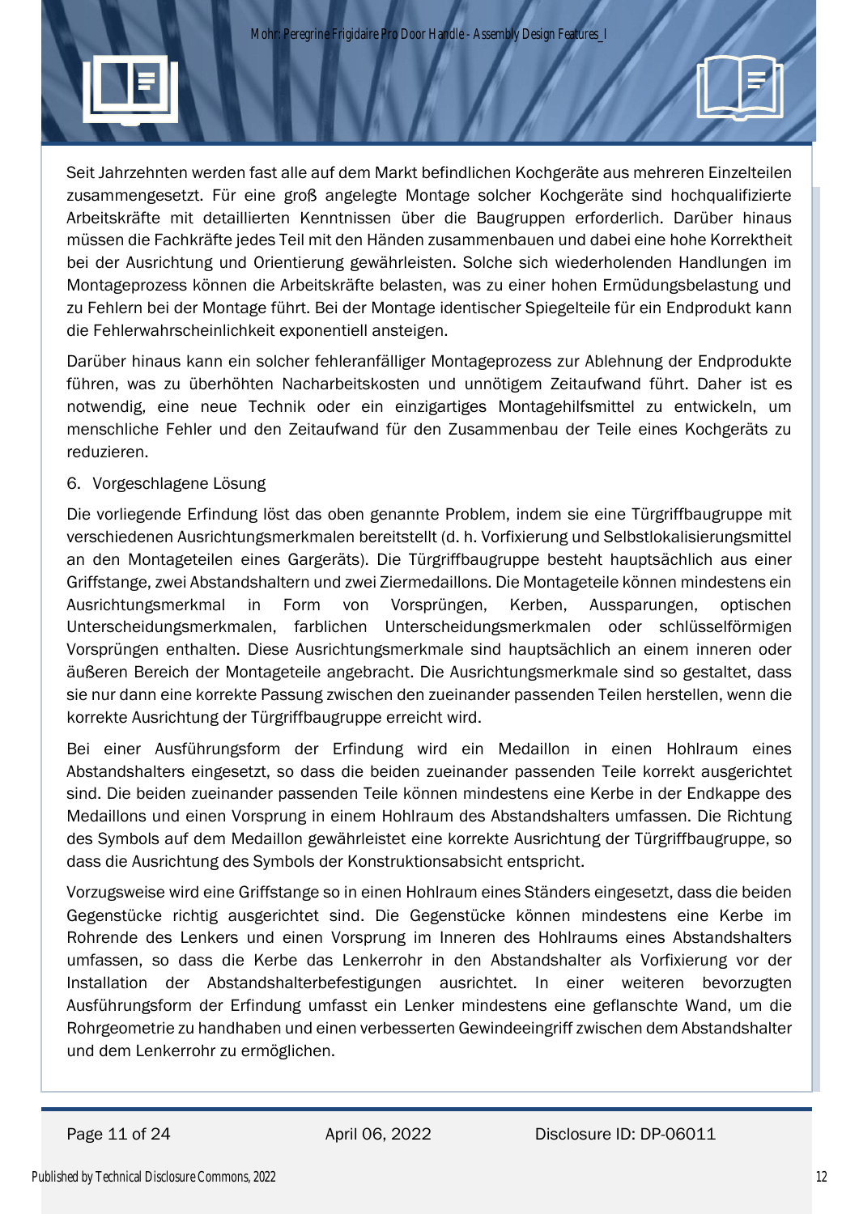Seit Jahrzehnten werden fast alle auf dem Markt befindlichen Kochgeräte aus mehreren Einzelteilen zusammengesetzt. Für eine groß angelegte Montage solcher Kochgeräte sind hochqualifizierte Arbeitskräfte mit detaillierten Kenntnissen über die Baugruppen erforderlich. Darüber hinaus müssen die Fachkräfte jedes Teil mit den Händen zusammenbauen und dabei eine hohe Korrektheit bei der Ausrichtung und Orientierung gewährleisten. Solche sich wiederholenden Handlungen im Montageprozess können die Arbeitskräfte belasten, was zu einer hohen Ermüdungsbelastung und zu Fehlern bei der Montage führt. Bei der Montage identischer Spiegelteile für ein Endprodukt kann die Fehlerwahrscheinlichkeit exponentiell ansteigen.

Darüber hinaus kann ein solcher fehleranfälliger Montageprozess zur Ablehnung der Endprodukte führen, was zu überhöhten Nacharbeitskosten und unnötigem Zeitaufwand führt. Daher ist es notwendig, eine neue Technik oder ein einzigartiges Montagehilfsmittel zu entwickeln, um menschliche Fehler und den Zeitaufwand für den Zusammenbau der Teile eines Kochgeräts zu reduzieren.

6. Vorgeschlagene Lösung

Die vorliegende Erfindung löst das oben genannte Problem, indem sie eine Türgriffbaugruppe mit verschiedenen Ausrichtungsmerkmalen bereitstellt (d. h. Vorfixierung und Selbstlokalisierungsmittel an den Montageteilen eines Gargeräts). Die Türgriffbaugruppe besteht hauptsächlich aus einer Griffstange, zwei Abstandshaltern und zwei Ziermedaillons. Die Montageteile können mindestens ein Ausrichtungsmerkmal in Form von Vorsprüngen, Kerben, Aussparungen, optischen Unterscheidungsmerkmalen, farblichen Unterscheidungsmerkmalen oder schlüsselförmigen Vorsprüngen enthalten. Diese Ausrichtungsmerkmale sind hauptsächlich an einem inneren oder äußeren Bereich der Montageteile angebracht. Die Ausrichtungsmerkmale sind so gestaltet, dass sie nur dann eine korrekte Passung zwischen den zueinander passenden Teilen herstellen, wenn die korrekte Ausrichtung der Türgriffbaugruppe erreicht wird.

Bei einer Ausführungsform der Erfindung wird ein Medaillon in einen Hohlraum eines Abstandshalters eingesetzt, so dass die beiden zueinander passenden Teile korrekt ausgerichtet sind. Die beiden zueinander passenden Teile können mindestens eine Kerbe in der Endkappe des Medaillons und einen Vorsprung in einem Hohlraum des Abstandshalters umfassen. Die Richtung des Symbols auf dem Medaillon gewährleistet eine korrekte Ausrichtung der Türgriffbaugruppe, so dass die Ausrichtung des Symbols der Konstruktionsabsicht entspricht.

Vorzugsweise wird eine Griffstange so in einen Hohlraum eines Ständers eingesetzt, dass die beiden Gegenstücke richtig ausgerichtet sind. Die Gegenstücke können mindestens eine Kerbe im Rohrende des Lenkers und einen Vorsprung im Inneren des Hohlraums eines Abstandshalters umfassen, so dass die Kerbe das Lenkerrohr in den Abstandshalter als Vorfixierung vor der Installation der Abstandshalterbefestigungen ausrichtet. In einer weiteren bevorzugten Ausführungsform der Erfindung umfasst ein Lenker mindestens eine geflanschte Wand, um die Rohrgeometrie zu handhaben und einen verbesserten Gewindeeingriff zwischen dem Abstandshalter und dem Lenkerrohr zu ermöglichen.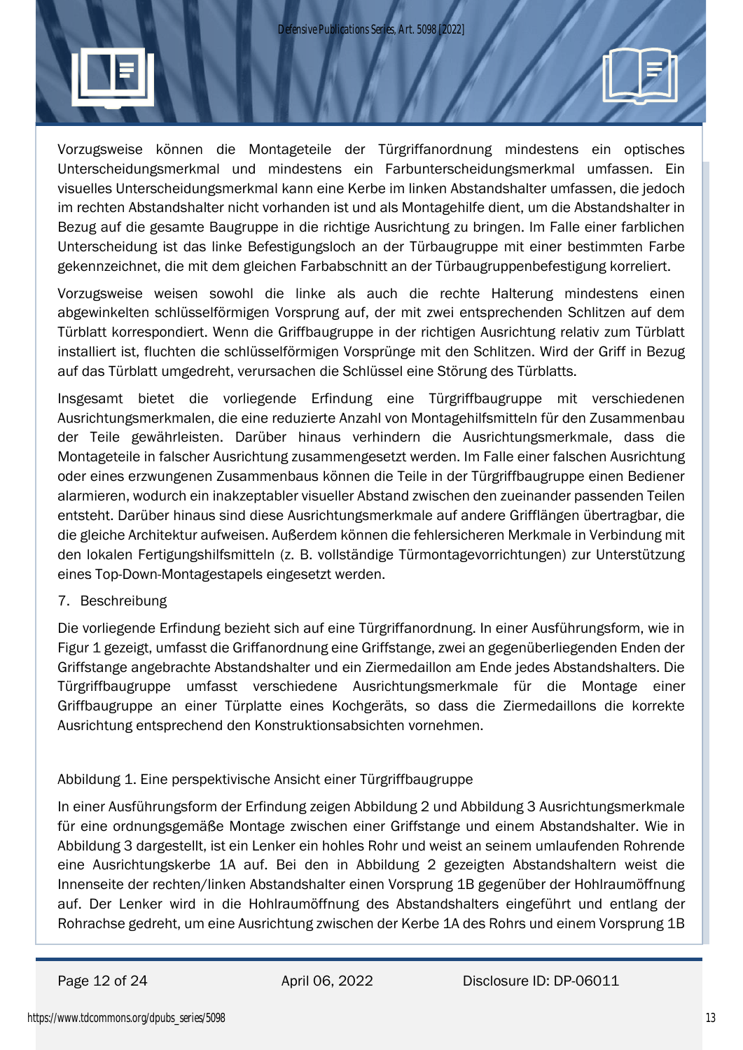Vorzugsweise können die Montageteile der Türgriffanordnung mindestens ein optisches Unterscheidungsmerkmal und mindestens ein Farbunterscheidungsmerkmal umfassen. Ein visuelles Unterscheidungsmerkmal kann eine Kerbe im linken Abstandshalter umfassen, die jedoch im rechten Abstandshalter nicht vorhanden ist und als Montagehilfe dient, um die Abstandshalter in Bezug auf die gesamte Baugruppe in die richtige Ausrichtung zu bringen. Im Falle einer farblichen Unterscheidung ist das linke Befestigungsloch an der Türbaugruppe mit einer bestimmten Farbe gekennzeichnet, die mit dem gleichen Farbabschnitt an der Türbaugruppenbefestigung korreliert.

Vorzugsweise weisen sowohl die linke als auch die rechte Halterung mindestens einen abgewinkelten schlüsselförmigen Vorsprung auf, der mit zwei entsprechenden Schlitzen auf dem Türblatt korrespondiert. Wenn die Griffbaugruppe in der richtigen Ausrichtung relativ zum Türblatt installiert ist, fluchten die schlüsselförmigen Vorsprünge mit den Schlitzen. Wird der Griff in Bezug auf das Türblatt umgedreht, verursachen die Schlüssel eine Störung des Türblatts.

Insgesamt bietet die vorliegende Erfindung eine Türgriffbaugruppe mit verschiedenen Ausrichtungsmerkmalen, die eine reduzierte Anzahl von Montagehilfsmitteln für den Zusammenbau der Teile gewährleisten. Darüber hinaus verhindern die Ausrichtungsmerkmale, dass die Montageteile in falscher Ausrichtung zusammengesetzt werden. Im Falle einer falschen Ausrichtung oder eines erzwungenen Zusammenbaus können die Teile in der Türgriffbaugruppe einen Bediener alarmieren, wodurch ein inakzeptabler visueller Abstand zwischen den zueinander passenden Teilen entsteht. Darüber hinaus sind diese Ausrichtungsmerkmale auf andere Grifflängen übertragbar, die die gleiche Architektur aufweisen. Außerdem können die fehlersicheren Merkmale in Verbindung mit den lokalen Fertigungshilfsmitteln (z. B. vollständige Türmontagevorrichtungen) zur Unterstützung eines Top-Down-Montagestapels eingesetzt werden.

7. Beschreibung

Die vorliegende Erfindung bezieht sich auf eine Türgriffanordnung. In einer Ausführungsform, wie in Figur 1 gezeigt, umfasst die Griffanordnung eine Griffstange, zwei an gegenüberliegenden Enden der Griffstange angebrachte Abstandshalter und ein Ziermedaillon am Ende jedes Abstandshalters. Die Türgriffbaugruppe umfasst verschiedene Ausrichtungsmerkmale für die Montage einer Griffbaugruppe an einer Türplatte eines Kochgeräts, so dass die Ziermedaillons die korrekte Ausrichtung entsprechend den Konstruktionsabsichten vornehmen.

Abbildung 1. Eine perspektivische Ansicht einer Türgriffbaugruppe

In einer Ausführungsform der Erfindung zeigen Abbildung 2 und Abbildung 3 Ausrichtungsmerkmale für eine ordnungsgemäße Montage zwischen einer Griffstange und einem Abstandshalter. Wie in Abbildung 3 dargestellt, ist ein Lenker ein hohles Rohr und weist an seinem umlaufenden Rohrende eine Ausrichtungskerbe 1A auf. Bei den in Abbildung 2 gezeigten Abstandshaltern weist die Innenseite der rechten/linken Abstandshalter einen Vorsprung 1B gegenüber der Hohlraumöffnung auf. Der Lenker wird in die Hohlraumöffnung des Abstandshalters eingeführt und entlang der Rohrachse gedreht, um eine Ausrichtung zwischen der Kerbe 1A des Rohrs und einem Vorsprung 1B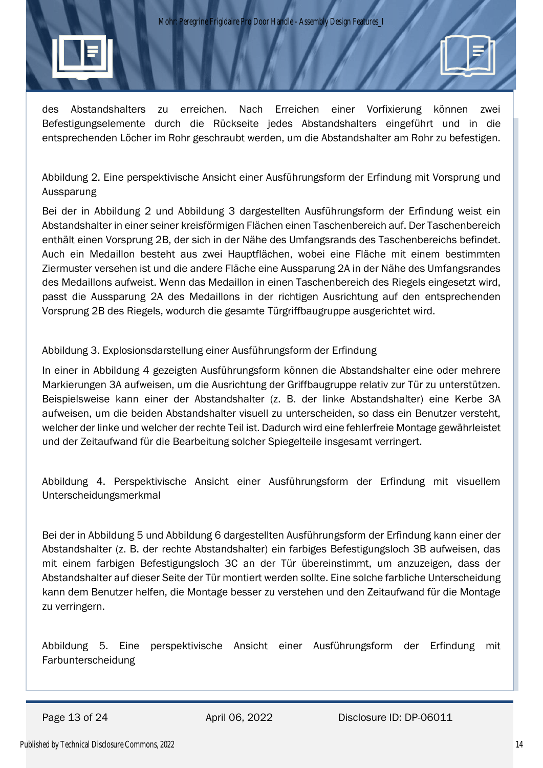des Abstandshalters zu erreichen. Nach Erreichen einer Vorfixierung können zwei Befestigungselemente durch die Rückseite jedes Abstandshalters eingeführt und in die entsprechenden Löcher im Rohr geschraubt werden, um die Abstandshalter am Rohr zu befestigen.

Abbildung 2. Eine perspektivische Ansicht einer Ausführungsform der Erfindung mit Vorsprung und Aussparung

Bei der in Abbildung 2 und Abbildung 3 dargestellten Ausführungsform der Erfindung weist ein Abstandshalter in einer seiner kreisförmigen Flächen einen Taschenbereich auf. Der Taschenbereich enthält einen Vorsprung 2B, der sich in der Nähe des Umfangsrands des Taschenbereichs befindet. Auch ein Medaillon besteht aus zwei Hauptflächen, wobei eine Fläche mit einem bestimmten Ziermuster versehen ist und die andere Fläche eine Aussparung 2A in der Nähe des Umfangsrandes des Medaillons aufweist. Wenn das Medaillon in einen Taschenbereich des Riegels eingesetzt wird, passt die Aussparung 2A des Medaillons in der richtigen Ausrichtung auf den entsprechenden Vorsprung 2B des Riegels, wodurch die gesamte Türgriffbaugruppe ausgerichtet wird.

Abbildung 3. Explosionsdarstellung einer Ausführungsform der Erfindung

In einer in Abbildung 4 gezeigten Ausführungsform können die Abstandshalter eine oder mehrere Markierungen 3A aufweisen, um die Ausrichtung der Griffbaugruppe relativ zur Tür zu unterstützen. Beispielsweise kann einer der Abstandshalter (z. B. der linke Abstandshalter) eine Kerbe 3A aufweisen, um die beiden Abstandshalter visuell zu unterscheiden, so dass ein Benutzer versteht, welcher der linke und welcher der rechte Teil ist. Dadurch wird eine fehlerfreie Montage gewährleistet und der Zeitaufwand für die Bearbeitung solcher Spiegelteile insgesamt verringert.

Abbildung 4. Perspektivische Ansicht einer Ausführungsform der Erfindung mit visuellem Unterscheidungsmerkmal

Bei der in Abbildung 5 und Abbildung 6 dargestellten Ausführungsform der Erfindung kann einer der Abstandshalter (z. B. der rechte Abstandshalter) ein farbiges Befestigungsloch 3B aufweisen, das mit einem farbigen Befestigungsloch 3C an der Tür übereinstimmt, um anzuzeigen, dass der Abstandshalter auf dieser Seite der Tür montiert werden sollte. Eine solche farbliche Unterscheidung kann dem Benutzer helfen, die Montage besser zu verstehen und den Zeitaufwand für die Montage zu verringern.

Abbildung 5. Eine perspektivische Ansicht einer Ausführungsform der Erfindung mit Farbunterscheidung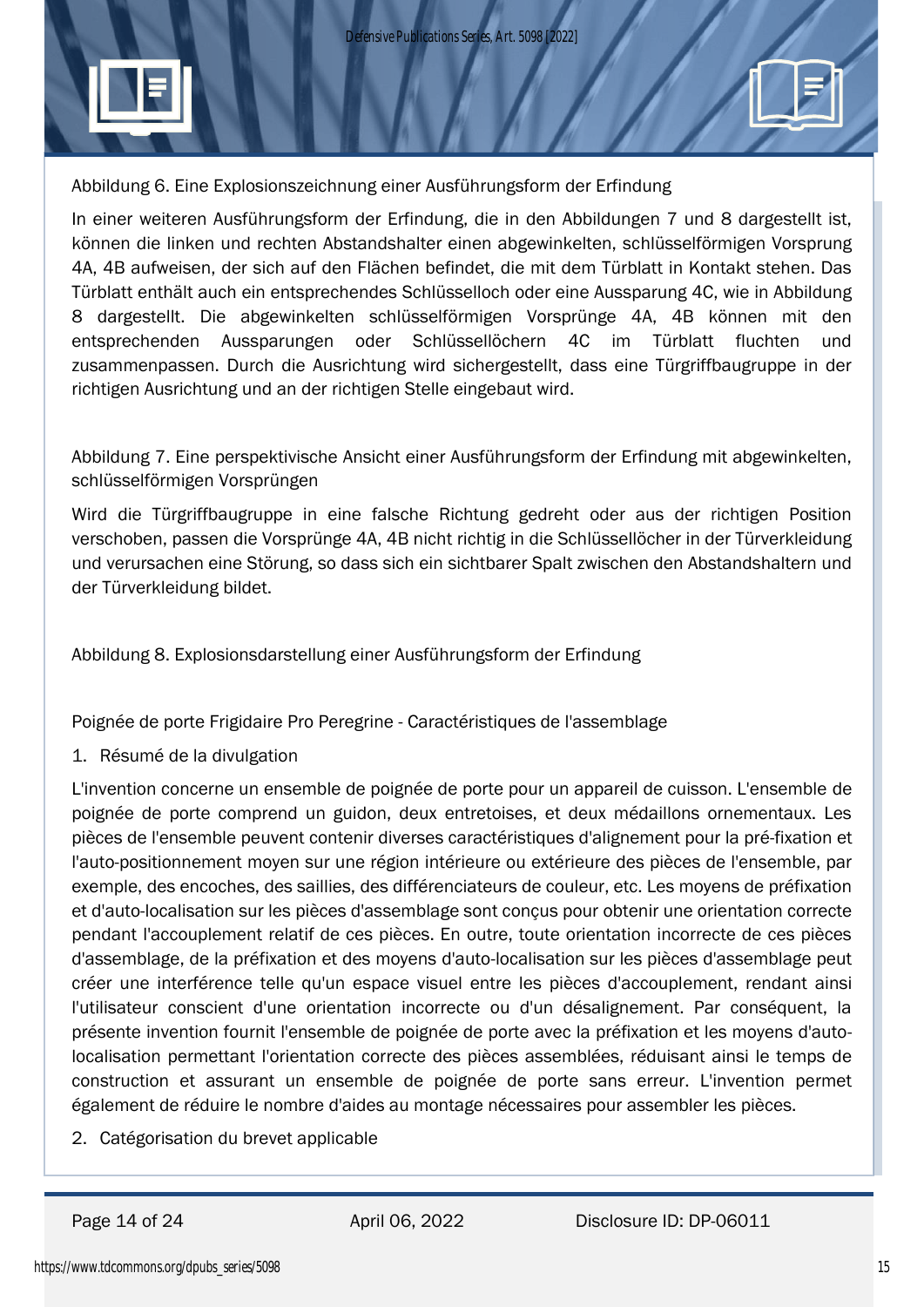Abbildung 6. Eine Explosionszeichnung einer Ausführungsform der Erfindung

In einer weiteren Ausführungsform der Erfindung, die in den Abbildungen 7 und 8 dargestellt ist, können die linken und rechten Abstandshalter einen abgewinkelten, schlüsselförmigen Vorsprung 4A, 4B aufweisen, der sich auf den Flächen befindet, die mit dem Türblatt in Kontakt stehen. Das Türblatt enthält auch ein entsprechendes Schlüsselloch oder eine Aussparung 4C, wie in Abbildung 8 dargestellt. Die abgewinkelten schlüsselförmigen Vorsprünge 4A, 4B können mit den entsprechenden Aussparungen oder Schlüssellöchern 4C im Türblatt fluchten und zusammenpassen. Durch die Ausrichtung wird sichergestellt, dass eine Türgriffbaugruppe in der richtigen Ausrichtung und an der richtigen Stelle eingebaut wird.

Abbildung 7. Eine perspektivische Ansicht einer Ausführungsform der Erfindung mit abgewinkelten, schlüsselförmigen Vorsprüngen

Wird die Türgriffbaugruppe in eine falsche Richtung gedreht oder aus der richtigen Position verschoben, passen die Vorsprünge 4A, 4B nicht richtig in die Schlüssellöcher in der Türverkleidung und verursachen eine Störung, so dass sich ein sichtbarer Spalt zwischen den Abstandshaltern und der Türverkleidung bildet.

Abbildung 8. Explosionsdarstellung einer Ausführungsform der Erfindung

Poignée de porte Frigidaire Pro Peregrine - Caractéristiques de l'assemblage

1. Résumé de la divulgation

L'invention concerne un ensemble de poignée de porte pour un appareil de cuisson. L'ensemble de poignée de porte comprend un guidon, deux entretoises, et deux médaillons ornementaux. Les pièces de l'ensemble peuvent contenir diverses caractéristiques d'alignement pour la pré-fixation et l'auto-positionnement moyen sur une région intérieure ou extérieure des pièces de l'ensemble, par exemple, des encoches, des saillies, des différenciateurs de couleur, etc. Les moyens de préfixation et d'auto-localisation sur les pièces d'assemblage sont conçus pour obtenir une orientation correcte pendant l'accouplement relatif de ces pièces. En outre, toute orientation incorrecte de ces pièces d'assemblage, de la préfixation et des moyens d'auto-localisation sur les pièces d'assemblage peut créer une interférence telle qu'un espace visuel entre les pièces d'accouplement, rendant ainsi l'utilisateur conscient d'une orientation incorrecte ou d'un désalignement. Par conséquent, la présente invention fournit l'ensemble de poignée de porte avec la préfixation et les moyens d'auto-localisation permettant l'orientation correcte des pièces assemblées, réduisant ainsi le temps de construction et assurant un ensemble de poignée de porte sans erreur. L'invention permet également de réduire le nombre d'aides au montage nécessaires pour assembler les pièces.

2. Catégorisation du brevet applicable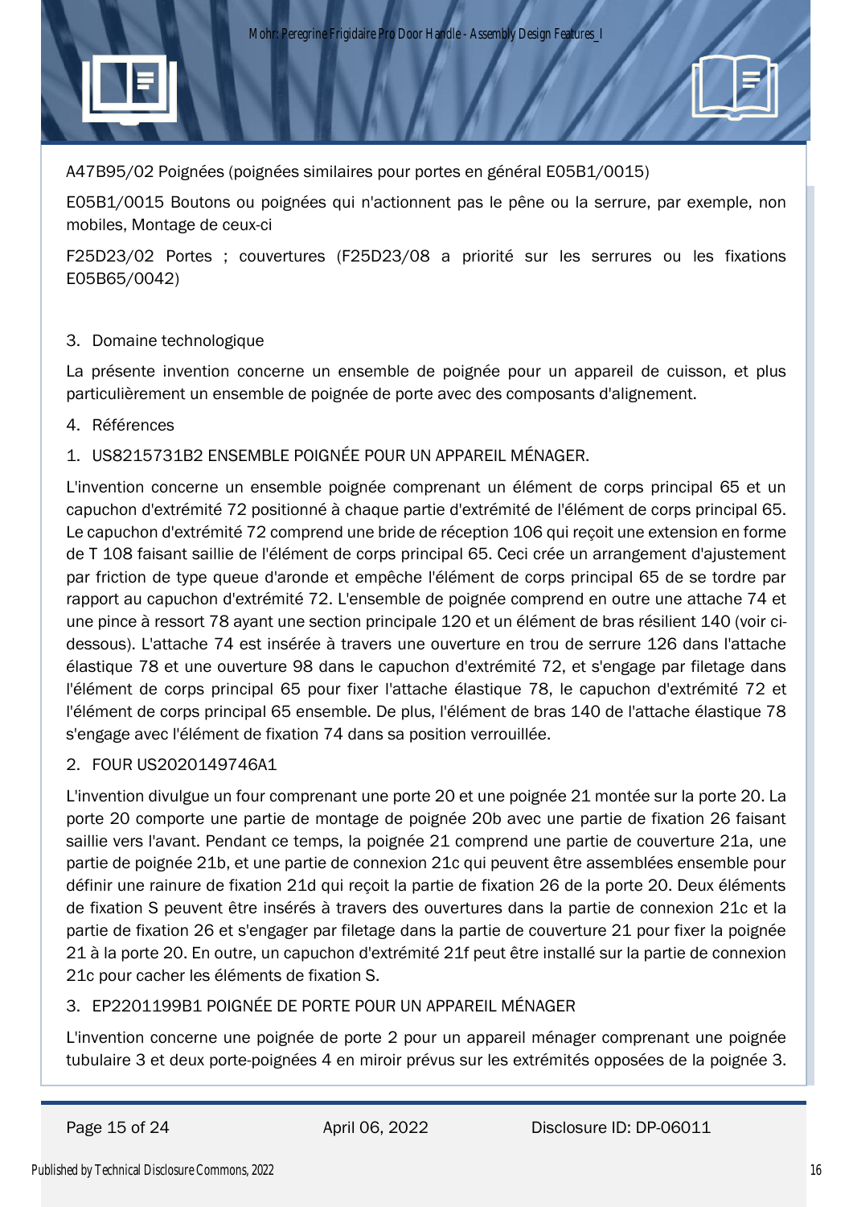A47B95/02 Poignées (poignées similaires pour portes en général E05B1/0015)

E05B1/0015 Boutons ou poignées qui n'actionnent pas le pêne ou la serrure, par exemple, non mobiles, Montage de ceux-ci

F25D23/02 Portes ; couvertures (F25D23/08 a priorité sur les serrures ou les fixations E05B65/0042)

3. Domaine technologique

La présente invention concerne un ensemble de poignée pour un appareil de cuisson, et plus particulièrement un ensemble de poignée de porte avec des composants d'alignement.

4. Références

1. US8215731B2 ENSEMBLE POIGNÉE POUR UN APPAREIL MÉNAGER.

L'invention concerne un ensemble poignée comprenant un élément de corps principal 65 et un capuchon d'extrémité 72 positionné à chaque partie d'extrémité de l'élément de corps principal 65. Le capuchon d'extrémité 72 comprend une bride de réception 106 qui reçoit une extension en forme de T 108 faisant saillie de l'élément de corps principal 65. Ceci crée un arrangement d'ajustement par friction de type queue d'aronde et empêche l'élément de corps principal 65 de se tordre par rapport au capuchon d'extrémité 72. L'ensemble de poignée comprend en outre une attache 74 et une pince à ressort 78 ayant une section principale 120 et un élément de bras résilient 140 (voir ci-dessous). L'attache 74 est insérée à travers une ouverture en trou de serrure 126 dans l'attache élastique 78 et une ouverture 98 dans le capuchon d'extrémité 72, et s'engage par filetage dans l'élément de corps principal 65 pour fixer l'attache élastique 78, le capuchon d'extrémité 72 et l'élément de corps principal 65 ensemble. De plus, l'élément de bras 140 de l'attache élastique 78 s'engage avec l'élément de fixation 74 dans sa position verrouillée.

2. FOUR US2020149746A1

L'invention divulgue un four comprenant une porte 20 et une poignée 21 montée sur la porte 20. La porte 20 comporte une partie de montage de poignée 20b avec une partie de fixation 26 faisant saillie vers l'avant. Pendant ce temps, la poignée 21 comprend une partie de couverture 21a, une partie de poignée 21b, et une partie de connexion 21c qui peuvent être assemblées ensemble pour définir une rainure de fixation 21d qui reçoit la partie de fixation 26 de la porte 20. Deux éléments de fixation S peuvent être insérés à travers des ouvertures dans la partie de connexion 21c et la partie de fixation 26 et s'engager par filetage dans la partie de couverture 21 pour fixer la poignée 21 à la porte 20. En outre, un capuchon d'extrémité 21f peut être installé sur la partie de connexion 21c pour cacher les éléments de fixation S.

3. EP2201199B1 POIGNÉE DE PORTE POUR UN APPAREIL MÉNAGER

L'invention concerne une poignée de porte 2 pour un appareil ménager comprenant une poignée tubulaire 3 et deux porte-poignées 4 en miroir prévus sur les extrémités opposées de la poignée 3.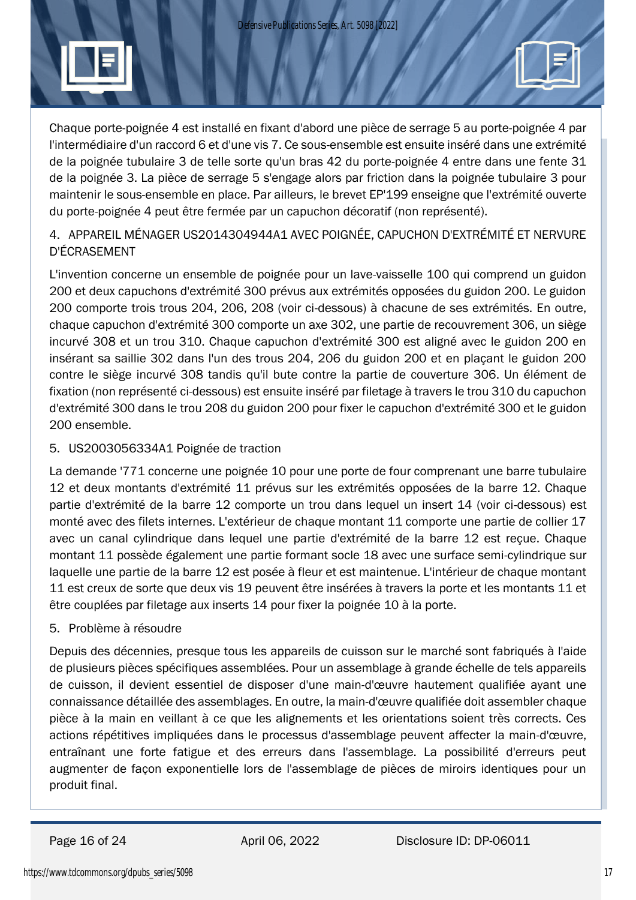Chaque porte-poignée 4 est installé en fixant d'abord une pièce de serrage 5 au porte-poignée 4 par l'intermédiaire d'un raccord 6 et d'une vis 7. Ce sous-ensemble est ensuite inséré dans une extrémité de la poignée tubulaire 3 de telle sorte qu'un bras 42 du porte-poignée 4 entre dans une fente 31 de la poignée 3. La pièce de serrage 5 s'engage alors par friction dans la poignée tubulaire 3 pour maintenir le sous-ensemble en place. Par ailleurs, le brevet EP'199 enseigne que l'extrémité ouverte du porte-poignée 4 peut être fermée par un capuchon décoratif (non représenté).

4. APPAREIL MÉNAGER US2014304944A1 AVEC POIGNÉE, CAPUCHON D'EXTRÉMITÉ ET NERVURE D'ÉCRASEMENT

L'invention concerne un ensemble de poignée pour un lave-vaisselle 100 qui comprend un guidon 200 et deux capuchons d'extrémité 300 prévus aux extrémités opposées du guidon 200. Le guidon 200 comporte trois trous 204, 206, 208 (voir ci-dessous) à chacune de ses extrémités. En outre, chaque capuchon d'extrémité 300 comporte un axe 302, une partie de recouvrement 306, un siège incurvé 308 et un trou 310. Chaque capuchon d'extrémité 300 est aligné avec le guidon 200 en insérant sa saillie 302 dans l'un des trous 204, 206 du guidon 200 et en plaçant le guidon 200 contre le siège incurvé 308 tandis qu'il bute contre la partie de couverture 306. Un élément de fixation (non représenté ci-dessous) est ensuite inséré par filetage à travers le trou 310 du capuchon d'extrémité 300 dans le trou 208 du guidon 200 pour fixer le capuchon d'extrémité 300 et le guidon 200 ensemble.

5. US2003056334A1 Poignée de traction

La demande '771 concerne une poignée 10 pour une porte de four comprenant une barre tubulaire 12 et deux montants d'extrémité 11 prévus sur les extrémités opposées de la barre 12. Chaque partie d'extrémité de la barre 12 comporte un trou dans lequel un insert 14 (voir ci-dessous) est monté avec des filets internes. L'extérieur de chaque montant 11 comporte une partie de collier 17 avec un canal cylindrique dans lequel une partie d'extrémité de la barre 12 est reçue. Chaque montant 11 possède également une partie formant socle 18 avec une surface semi-cylindrique sur laquelle une partie de la barre 12 est posée à fleur et est maintenue. L'intérieur de chaque montant 11 est creux de sorte que deux vis 19 peuvent être insérées à travers la porte et les montants 11 et être couplées par filetage aux inserts 14 pour fixer la poignée 10 à la porte.

5. Problème à résoudre

Depuis des décennies, presque tous les appareils de cuisson sur le marché sont fabriqués à l'aide de plusieurs pièces spécifiques assemblées. Pour un assemblage à grande échelle de tels appareils de cuisson, il devient essentiel de disposer d'une main-d'œuvre hautement qualifiée ayant une connaissance détaillée des assemblages. En outre, la main-d'œuvre qualifiée doit assembler chaque pièce à la main en veillant à ce que les alignements et les orientations soient très corrects. Ces actions répétitives impliquées dans le processus d'assemblage peuvent affecter la main-d'œuvre, entraînant une forte fatigue et des erreurs dans l'assemblage. La possibilité d'erreurs peut augmenter de façon exponentielle lors de l'assemblage de pièces de miroirs identiques pour un produit final.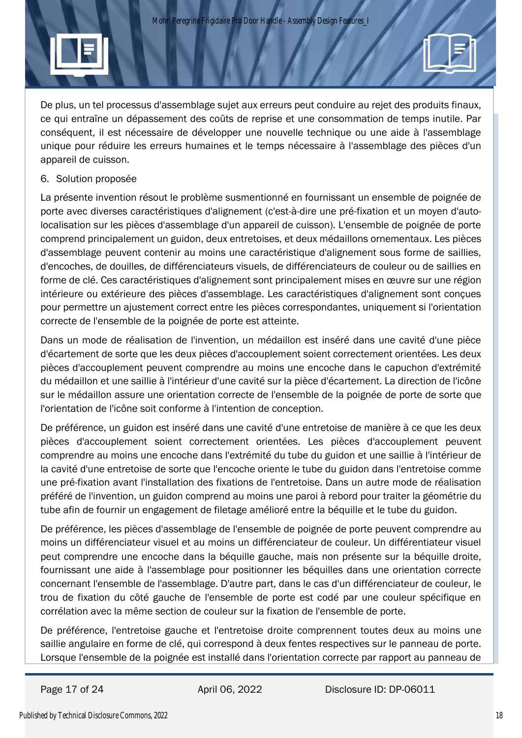De plus, un tel processus d'assemblage sujet aux erreurs peut conduire au rejet des produits finaux, ce qui entraîne un dépassement des coûts de reprise et une consommation de temps inutile. Par conséquent, il est nécessaire de développer une nouvelle technique ou une aide à l'assemblage unique pour réduire les erreurs humaines et le temps nécessaire à l'assemblage des pièces d'un appareil de cuisson.

6. Solution proposée

La présente invention résout le problème susmentionné en fournissant un ensemble de poignée de porte avec diverses caractéristiques d'alignement (c'est-à-dire une pré-fixation et un moyen d'auto-localisation sur les pièces d'assemblage d'un appareil de cuisson). L'ensemble de poignée de porte comprend principalement un guidon, deux entretoises, et deux médaillons ornementaux. Les pièces d'assemblage peuvent contenir au moins une caractéristique d'alignement sous forme de saillies, d'encoches, de douilles, de différenciateurs visuels, de différenciateurs de couleur ou de saillies en forme de clé. Ces caractéristiques d'alignement sont principalement mises en œuvre sur une région intérieure ou extérieure des pièces d'assemblage. Les caractéristiques d'alignement sont conçues pour permettre un ajustement correct entre les pièces correspondantes, uniquement si l'orientation correcte de l'ensemble de la poignée de porte est atteinte.

Dans un mode de réalisation de l'invention, un médaillon est inséré dans une cavité d'une pièce d'écartement de sorte que les deux pièces d'accouplement soient correctement orientées. Les deux pièces d'accouplement peuvent comprendre au moins une encoche dans le capuchon d'extrémité du médaillon et une saillie à l'intérieur d'une cavité sur la pièce d'écartement. La direction de l'icône sur le médaillon assure une orientation correcte de l'ensemble de la poignée de porte de sorte que l'orientation de l'icône soit conforme à l'intention de conception.

De préférence, un guidon est inséré dans une cavité d'une entretoise de manière à ce que les deux pièces d'accouplement soient correctement orientées. Les pièces d'accouplement peuvent comprendre au moins une encoche dans l'extrémité du tube du guidon et une saillie à l'intérieur de la cavité d'une entretoise de sorte que l'encoche oriente le tube du guidon dans l'entretoise comme une pré-fixation avant l'installation des fixations de l'entretoise. Dans un autre mode de réalisation préféré de l'invention, un guidon comprend au moins une paroi à rebord pour traiter la géométrie du tube afin de fournir un engagement de filetage amélioré entre la béquille et le tube du guidon.

De préférence, les pièces d'assemblage de l'ensemble de poignée de porte peuvent comprendre au moins un différenciateur visuel et au moins un différenciateur de couleur. Un différentiateur visuel peut comprendre une encoche dans la béquille gauche, mais non présente sur la béquille droite, fournissant une aide à l'assemblage pour positionner les béquilles dans une orientation correcte concernant l'ensemble de l'assemblage. D'autre part, dans le cas d'un différenciateur de couleur, le trou de fixation du côté gauche de l'ensemble de porte est codé par une couleur spécifique en corrélation avec la même section de couleur sur la fixation de l'ensemble de porte.

De préférence, l'entretoise gauche et l'entretoise droite comprennent toutes deux au moins une saillie angulaire en forme de clé, qui correspond à deux fentes respectives sur le panneau de porte. Lorsque l'ensemble de la poignée est installé dans l'orientation correcte par rapport au panneau de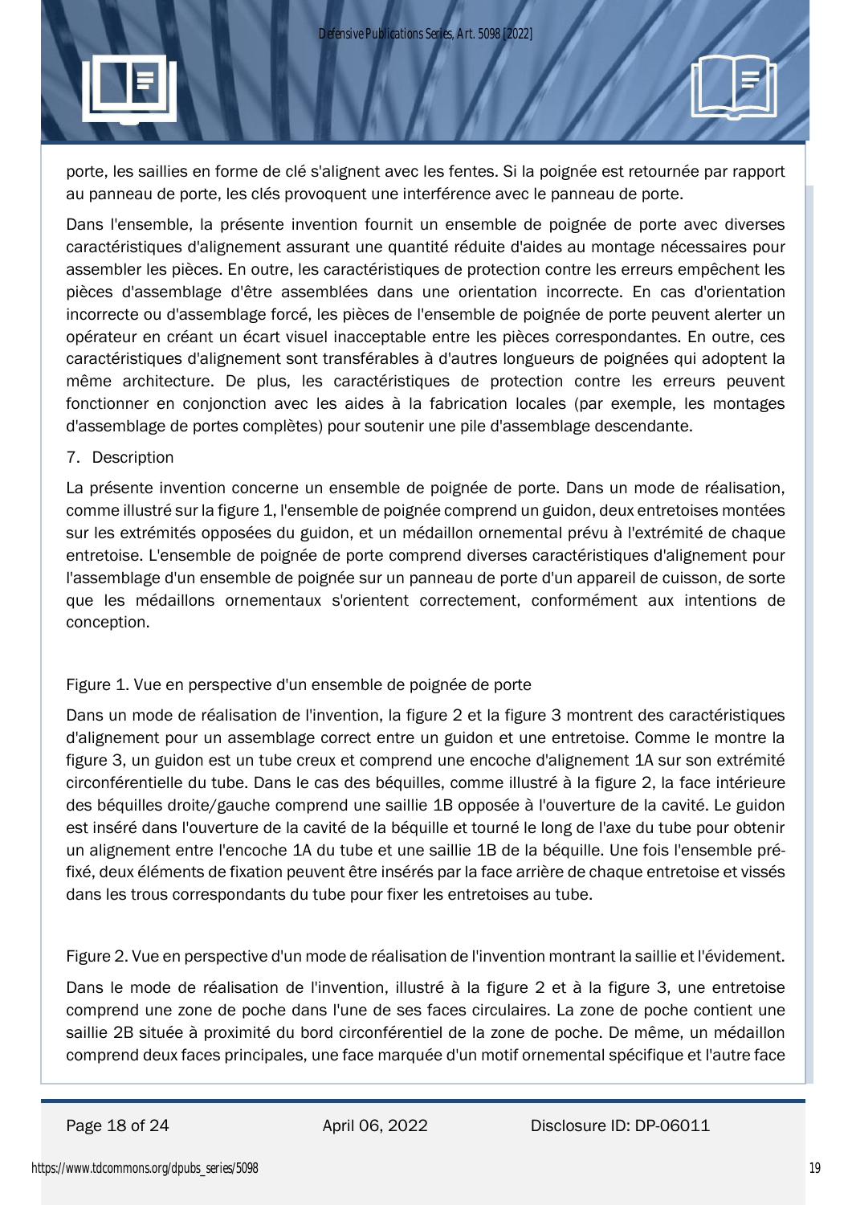porte, les saillies en forme de clé s'alignent avec les fentes. Si la poignée est retournée par rapport au panneau de porte, les clés provoquent une interférence avec le panneau de porte.

Dans l'ensemble, la présente invention fournit un ensemble de poignée de porte avec diverses caractéristiques d'alignement assurant une quantité réduite d'aides au montage nécessaires pour assembler les pièces. En outre, les caractéristiques de protection contre les erreurs empêchent les pièces d'assemblage d'être assemblées dans une orientation incorrecte. En cas d'orientation incorrecte ou d'assemblage forcé, les pièces de l'ensemble de poignée de porte peuvent alerter un opérateur en créant un écart visuel inacceptable entre les pièces correspondantes. En outre, ces caractéristiques d'alignement sont transférables à d'autres longueurs de poignées qui adoptent la même architecture. De plus, les caractéristiques de protection contre les erreurs peuvent fonctionner en conjonction avec les aides à la fabrication locales (par exemple, les montages d'assemblage de portes complètes) pour soutenir une pile d'assemblage descendante.

7. Description

La présente invention concerne un ensemble de poignée de porte. Dans un mode de réalisation, comme illustré sur la figure 1, l'ensemble de poignée comprend un guidon, deux entretoises montées sur les extrémités opposées du guidon, et un médaillon ornemental prévu à l'extrémité de chaque entretoise. L'ensemble de poignée de porte comprend diverses caractéristiques d'alignement pour l'assemblage d'un ensemble de poignée sur un panneau de porte d'un appareil de cuisson, de sorte que les médaillons ornementaux s'orientent correctement, conformément aux intentions de conception.

Figure 1. Vue en perspective d'un ensemble de poignée de porte

Dans un mode de réalisation de l'invention, la figure 2 et la figure 3 montrent des caractéristiques d'alignement pour un assemblage correct entre un guidon et une entretoise. Comme le montre la figure 3, un guidon est un tube creux et comprend une encoche d'alignement 1A sur son extrémité circonférentielle du tube. Dans le cas des béquilles, comme illustré à la figure 2, la face intérieure des béquilles droite/gauche comprend une saillie 1B opposée à l'ouverture de la cavité. Le guidon est inséré dans l'ouverture de la cavité de la béquille et tourné le long de l'axe du tube pour obtenir un alignement entre l'encoche 1A du tube et une saillie 1B de la béquille. Une fois l'ensemble pré-fixé, deux éléments de fixation peuvent être insérés par la face arrière de chaque entretoise et vissés dans les trous correspondants du tube pour fixer les entretoises au tube.

Figure 2. Vue en perspective d'un mode de réalisation de l'invention montrant la saillie et l'évidement.

Dans le mode de réalisation de l'invention, illustré à la figure 2 et à la figure 3, une entretoise comprend une zone de poche dans l'une de ses faces circulaires. La zone de poche contient une saillie 2B située à proximité du bord circonférentiel de la zone de poche. De même, un médaillon comprend deux faces principales, une face marquée d'un motif ornemental spécifique et l'autre face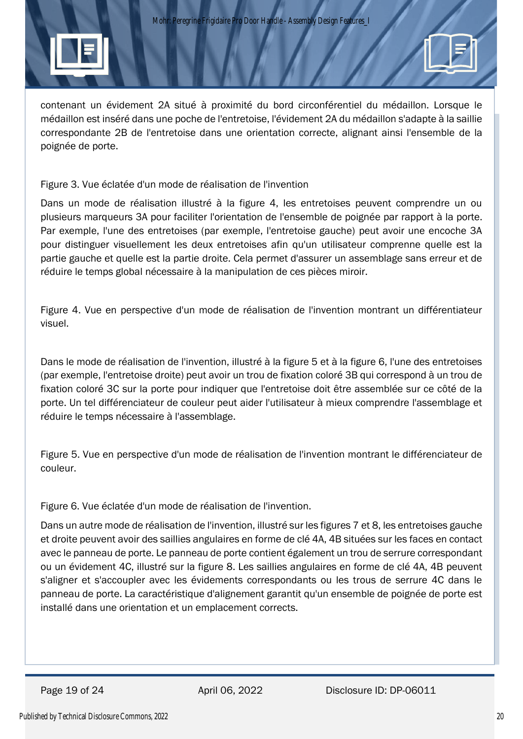contenant un évidement 2A situé à proximité du bord circonférentiel du médaillon. Lorsque le médaillon est inséré dans une poche de l'entretoise, l'évidement 2A du médaillon s'adapte à la saillie correspondante 2B de l'entretoise dans une orientation correcte, alignant ainsi l'ensemble de la poignée de porte.

Figure 3. Vue éclatée d'un mode de réalisation de l'invention

Dans un mode de réalisation illustré à la figure 4, les entretoises peuvent comprendre un ou plusieurs marqueurs 3A pour faciliter l'orientation de l'ensemble de poignée par rapport à la porte. Par exemple, l'une des entretoises (par exemple, l'entretoise gauche) peut avoir une encoche 3A pour distinguer visuellement les deux entretoises afin qu'un utilisateur comprenne quelle est la partie gauche et quelle est la partie droite. Cela permet d'assurer un assemblage sans erreur et de réduire le temps global nécessaire à la manipulation de ces pièces miroir.

Figure 4. Vue en perspective d'un mode de réalisation de l'invention montrant un différentiateur visuel.

Dans le mode de réalisation de l'invention, illustré à la figure 5 et à la figure 6, l'une des entretoises (par exemple, l'entretoise droite) peut avoir un trou de fixation coloré 3B qui correspond à un trou de fixation coloré 3C sur la porte pour indiquer que l'entretoise doit être assemblée sur ce côté de la porte. Un tel différenciateur de couleur peut aider l'utilisateur à mieux comprendre l'assemblage et réduire le temps nécessaire à l'assemblage.

Figure 5. Vue en perspective d'un mode de réalisation de l'invention montrant le différenciateur de couleur.

Figure 6. Vue éclatée d'un mode de réalisation de l'invention.

Dans un autre mode de réalisation de l'invention, illustré sur les figures 7 et 8, les entretoises gauche et droite peuvent avoir des saillies angulaires en forme de clé 4A, 4B situées sur les faces en contact avec le panneau de porte. Le panneau de porte contient également un trou de serrure correspondant ou un évidement 4C, illustré sur la figure 8. Les saillies angulaires en forme de clé 4A, 4B peuvent s'aligner et s'accoupler avec les évidements correspondants ou les trous de serrure 4C dans le panneau de porte. La caractéristique d'alignement garantit qu'un ensemble de poignée de porte est installé dans une orientation et un emplacement corrects.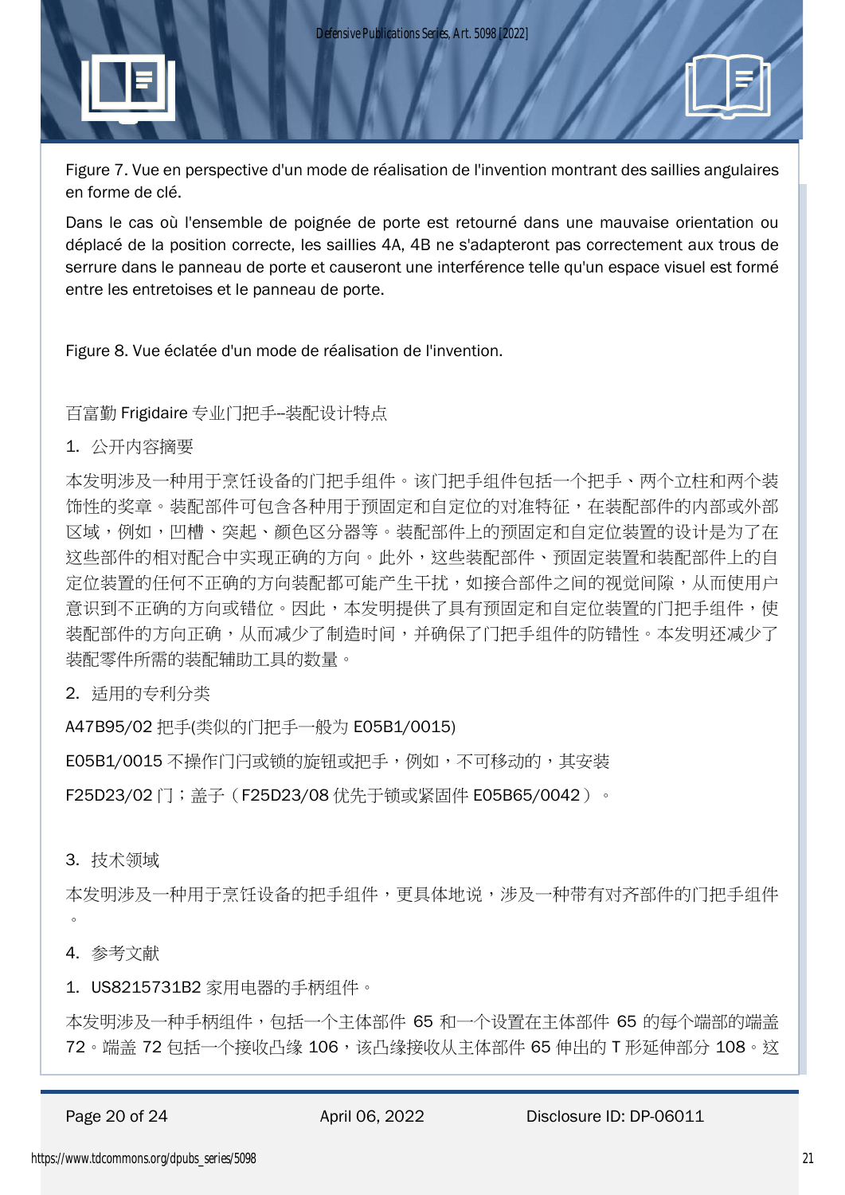Figure 7. Vue en perspective d'un mode de réalisation de l'invention montrant des saillies angulaires en forme de clé.

Dans le cas où l'ensemble de poignée de porte est retourné dans une mauvaise orientation ou déplacé de la position correcte, les saillies 4A, 4B ne s'adapteront pas correctement aux trous de serrure dans le panneau de porte et causeront une interférence telle qu'un espace visuel est formé entre les entretoises et le panneau de porte.

Figure 8. Vue éclatée d'un mode de réalisation de l'invention.

百富勤 Frigidaire 专业门把手--装配设计特点

1. 公开内容摘要

本发明涉及一种用于烹饪设备的门把手组件。该门把手组件包括一个把手、两个立柱和两个装饰性的桨章。装配部件可包含各种用于预固定和自定位的对准特征，在装配部件的内部或外部区域，例如，凹槽、突起、颜色区分器等。装配部件上的预固定和自定位装置的设计是为了在这些部件的相对配合中实现正确的方向。此外，这些装配部件、预固定装置和装配部件上的自定位装置的任何不正确的方向装配都可能产生干扰，如接合部件之间的视觉间隙，从而使用户意识到不正确的方向或错位。因此，本发明提供了具有预固定和自定位装置的门把手组件，使装配部件的方向正确，从而减少了制造时间，并确保了门把手组件的防错性。本发明还减少了装配零件所需的装配辅助工具的数量。

2. 适用的专利分类

A47B95/02 把手(类似的门把手一般为 E05B1/0015)

E05B1/0015 不操作门闩或锁的旋钮或把手，例如，不可移动的，其安装

F25D23/02 门；盖子（F25D23/08 优先于锁或紧固件 E05B65/0042）。

3. 技术领域

本发明涉及一种用于烹饪设备的把手组件，更具体地说，涉及一种带有对齐部件的门把手组件。

4. 参考文献

1. US8215731B2 家用电器的手柄组件。

本发明涉及一种手柄组件，包括一个主体部件 65 和一个设置在主体部件 65 的每个端部的端盖 72。端盖 72 包括一个接收凸缘 106，该凸缘接收从主体部件 65 伸出的 T 形延伸部分 108。这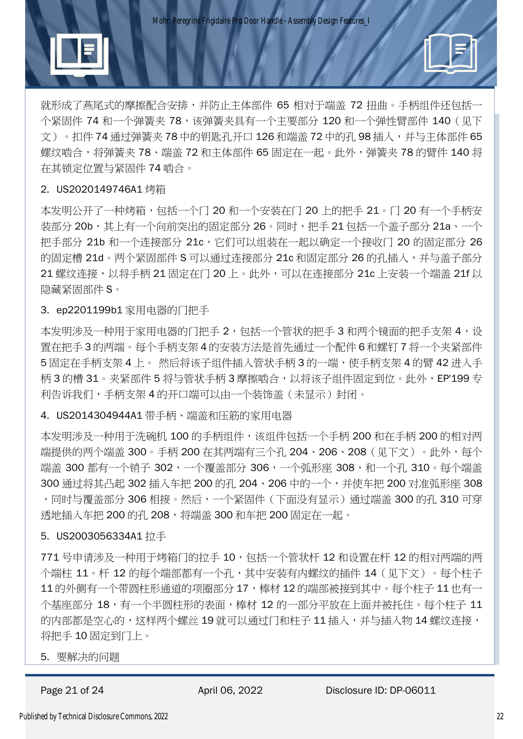就形成了燕尾式的摩擦配合安排，并防止主体部件 65 相对于端盖 72 扭曲。手柄组件还包括一个紧固件 74 和一个弹簧夹 78，该弹簧夹具有一个主要部分 120 和一个弹性臂部件 140（见下文）。扣件 74 通过弹簧夹 78 中的钥匙孔开口 126 和端盖 72 中的孔 98 插入，并与主体部件 65 螺纹啮合，将弹簧夹 78、端盖 72 和主体部件 65 固定在一起。此外，弹簧夹 78 的臂件 140 将在其锁定位置与紧固件 74 啮合。

2. US2020149746A1 烤箱

本发明公开了一种烤箱，包括一个门 20 和一个安装在门 20 上的把手 21。门 20 有一个手柄安装部分 20b，其上有一个向前突出的固定部分 26。同时，把手 21 包括一个盖子部分 21a、一个把手部分 21b 和一个连接部分 21c，它们可以组装在一起以确定一个接收门 20 的固定部分 26 的固定槽 21d。两个紧固部件 S 可以通过连接部分 21c 和固定部分 26 的孔插入，并与盖子部分 21 螺纹连接，以将手柄 21 固定在门 20 上。此外，可以在连接部分 21c 上安装一个端盖 21f 以隐藏紧固部件 S。

3. ep2201199b1 家用电器的门把手

本发明涉及一种用于家用电器的门把手 2，包括一个管状的把手 3 和两个镜面的把手支架 4，设置在把手 3 的两端。每个手柄支架 4 的安装方法是首先通过一个配件 6 和螺钉 7 将一个夹紧部件 5 固定在手柄支架 4 上。 然后将该子组件插入管状手柄 3 的一端，使手柄支架 4 的臂 42 进入手柄 3 的槽 31。夹紧部件 5 将与管状手柄 3 摩擦啮合，以将该子组件固定到位。此外，EP'199 专利告诉我们，手柄支架 4 的开口端可以由一个装饰盖（未显示）封闭。

4. US2014304944A1 带手柄、端盖和压筋的家用电器

本发明涉及一种用于洗碗机 100 的手柄组件，该组件包括一个手柄 200 和在手柄 200 的相对两端提供的两个端盖 300。手柄 200 在其两端有三个孔 204、206、208（见下文）。此外，每个端盖 300 都有一个销子 302，一个覆盖部分 306，一个弧形座 308，和一个孔 310。每个端盖 300 通过将其凸起 302 插入车把 200 的孔 204、206 中的一个，并使车把 200 对准弧形座 308，同时与覆盖部分 306 相接。然后，一个紧固件（下面没有显示）通过端盖 300 的孔 310 可穿透地插入车把 200 的孔 208，将端盖 300 和车把 200 固定在一起。

5. US2003056334A1 拉手

771 号申请涉及一种用于烤箱门的拉手 10，包括一个管状杆 12 和设置在杆 12 的相对两端的两个端柱 11。杆 12 的每个端部都有一个孔，其中安装有内螺纹的插件 14（见下文）。每个柱子 11 的外侧有一个带圆柱形通道的项圈部分 17，棒材 12 的端部被接到其中。每个柱子 11 也有一个基座部分 18，有一个半圆柱形的表面，棒材 12 的一部分平放在上面并被托住。每个柱子 11 的内部是空心的，这样两个螺丝 19 就可以通过门和柱子 11 插入，并与插入物 14 螺纹连接，将把手 10 固定到门上。

5. 要解决的问题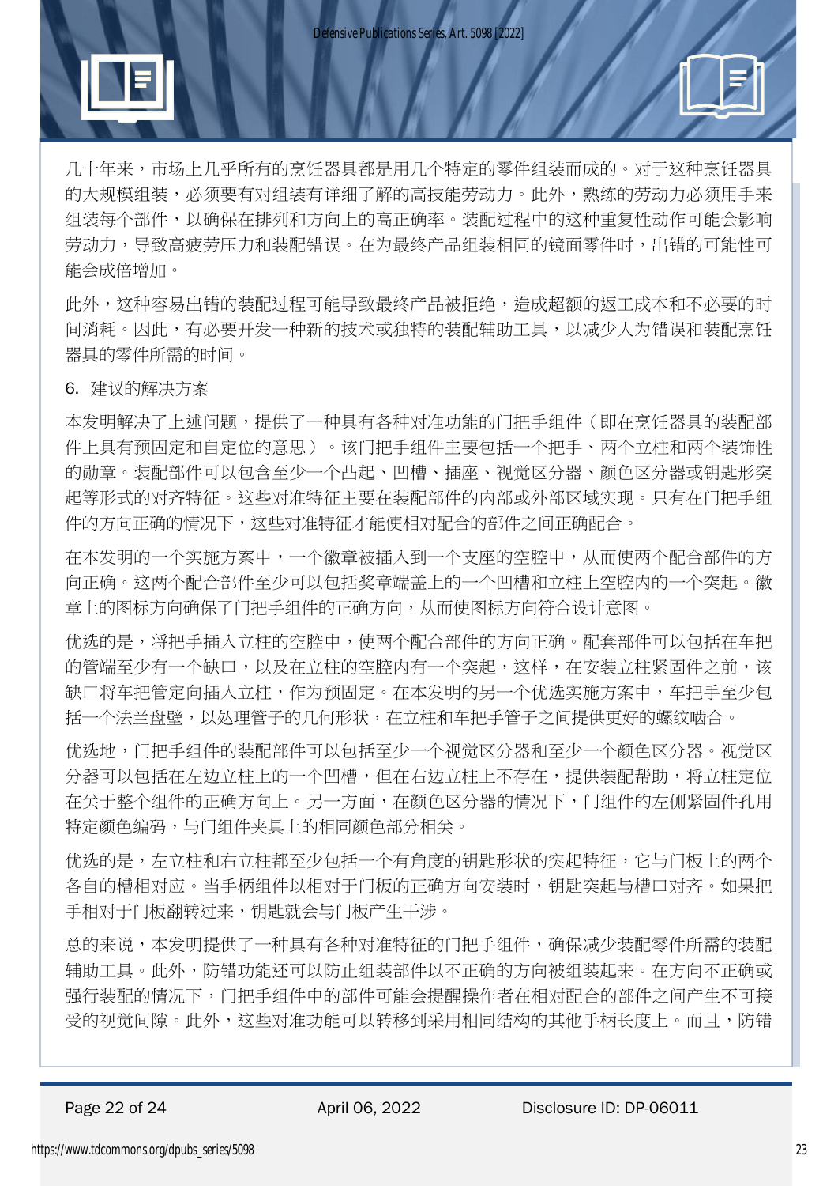几十年来，市场上几乎所有的烹饪器具都是用几个特定的零件组装而成的。对于这种烹饪器具的大规模组装，必须要有对组装有详细了解的高技能劳动力。此外，熟练的劳动力必须用手来组装每个部件，以确保在排列和方向上的高正确率。装配过程中的这种重复性动作可能会影响劳动力，导致高疲劳压力和装配错误。在为最终产品组装相同的镜面零件时，出错的可能性可能会成倍增加。

此外，这种容易出错的装配过程可能导致最终产品被拒绝，造成超额的返工成本和不必要的时间消耗。因此，有必要开发一种新的技术或独特的装配辅助工具，以减少人为错误和装配烹饪器具的零件所需的时间。

6. 建议的解决方案

本发明解决了上述问题，提供了一种具有各种对准功能的门把手组件（即在烹饪器具的装配部件上具有预固定和自定位的意思）。该门把手组件主要包括一个把手、两个立柱和两个装饰性的勋章。装配部件可以包含至少一个凸起、凹槽、插座、视觉区分器、颜色区分器或钥匙形突起等形式的对齐特征。这些对准特征主要在装配部件的内部或外部区域实现。只有在门把手组件的方向正确的情况下，这些对准特征才能使相对配合的部件之间正确配合。

在本发明的一个实施方案中，一个徽章被插入到一个支座的空腔中，从而使两个配合部件的方向正确。这两个配合部件至少可以包括奖章端盖上的一个凹槽和立柱上空腔内的一个突起。徽章上的图标方向确保了门把手组件的正确方向，从而使图标方向符合设计意图。

优选的是，将把手插入立柱的空腔中，使两个配合部件的方向正确。配套部件可以包括在车把的管端至少有一个缺口，以及在立柱的空腔内有一个突起，这样，在安装立柱紧固件之前，该缺口将车把管定向插入立柱，作为预固定。在本发明的另一个优选实施方案中，车把手至少包括一个法兰盘壁，以处理管子的几何形状，在立柱和车把手管子之间提供更好的螺纹啮合。

优选地，门把手组件的装配部件可以包括至少一个视觉区分器和至少一个颜色区分器。视觉区分器可以包括在左边立柱上的一个凹槽，但在右边立柱上不存在，提供装配帮助，将立柱定位在关于整个组件的正确方向上。另一方面，在颜色区分器的情况下，门组件的左侧紧固件孔用特定颜色编码，与门组件夹具上的相同颜色部分相关。

优选的是，左立柱和右立柱都至少包括一个有角度的钥匙形状的突起特征，它与门板上的两个各自的槽相对应。当手柄组件以相对于门板的正确方向安装时，钥匙突起与槽口对齐。如果把手相对于门板翻转过来，钥匙就会与门板产生干涉。

总的来说，本发明提供了一种具有各种对准特征的门把手组件，确保减少装配零件所需的装配辅助工具。此外，防错功能还可以防止组装部件以不正确的方向被组装起来。在方向不正确或强行装配的情况下，门把手组件中的部件可能会提醒操作者在相对配合的部件之间产生不可接受的视觉间隙。此外，这些对准功能可以转移到采用相同结构的其他手柄长度上。而且，防错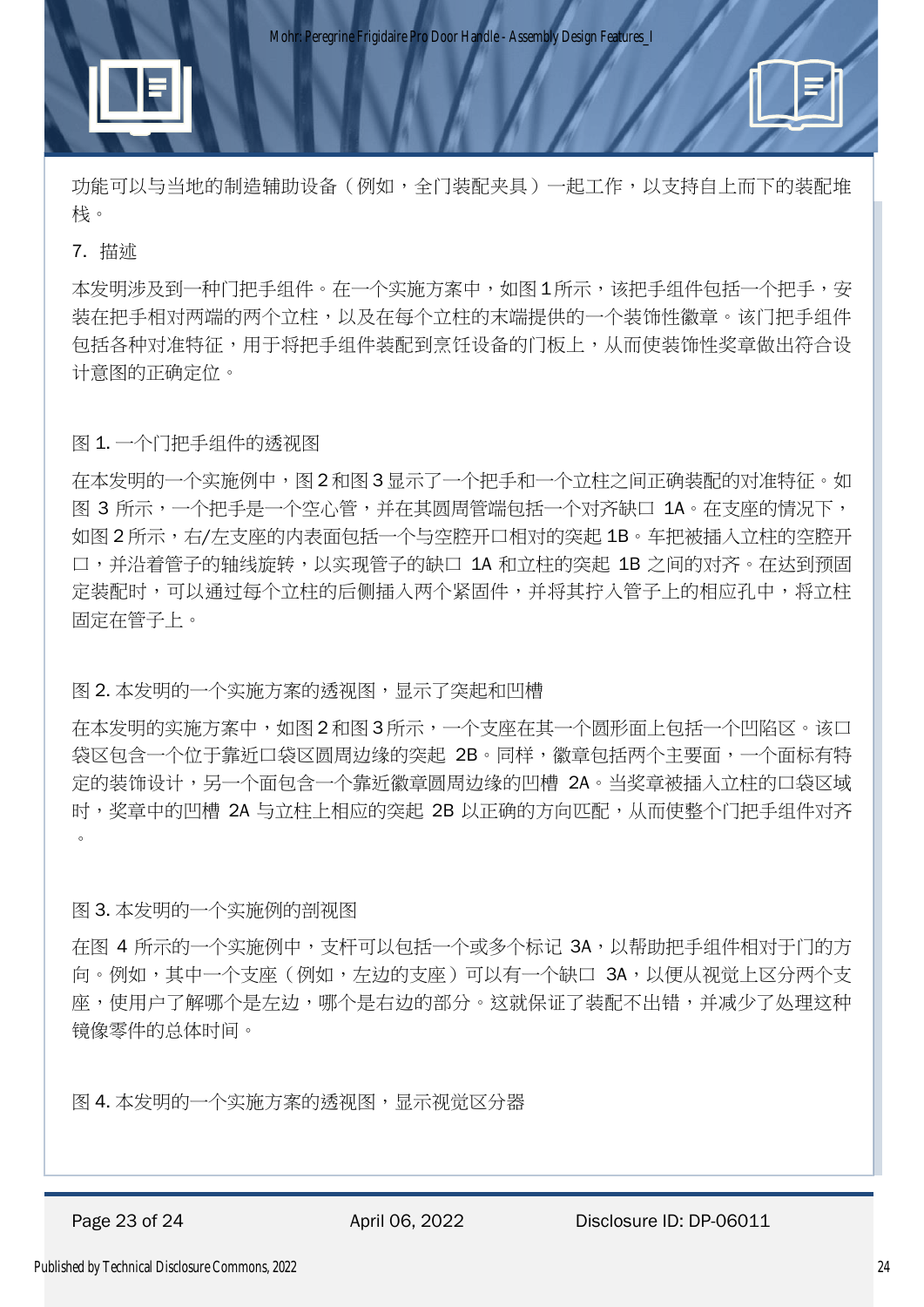功能可以与当地的制造辅助设备（例如，全门装配夹具）一起工作，以支持自上而下的装配堆栈。

7. 描述

本发明涉及到一种门把手组件。在一个实施方案中，如图 1 所示，该把手组件包括一个把手，安装在把手相对两端的两个立柱，以及在每个立柱的末端提供的一个装饰性徽章。该门把手组件包括各种对准特征，用于将把手组件装配到烹饪设备的门板上，从而使装饰性奖章做出符合设计意图的正确定位。

图 1. 一个门把手组件的透视图

在本发明的一个实施例中，图 2 和图 3 显示了一个把手和一个立柱之间正确装配的对准特征。如图 3 所示，一个把手是一个空心管，并在其圆周管端包括一个对齐缺口 1A。在支座的情况下，如图 2 所示，右/左支座的内表面包括一个与空腔开口相对的突起 1B。车把被插入立柱的空腔开口，并沿着管子的轴线旋转，以实现管子的缺口 1A 和立柱的突起 1B 之间的对齐。在达到预固定装配时，可以通过每个立柱的后侧插入两个紧固件，并将其拧入管子上的相应孔中，将立柱固定在管子上。

图 2. 本发明的一个实施方案的透视图，显示了突起和凹槽

在本发明的实施方案中，如图 2 和图 3 所示，一个支座在其一个圆形面上包括一个凹陷区。该口袋区包含一个位于靠近口袋区圆周边缘的突起 2B。同样，徽章包括两个主要面，一个面标有特定的装饰设计，另一个面包含一个靠近徽章圆周边缘的凹槽 2A。当奖章被插入立柱的口袋区域时，奖章中的凹槽 2A 与立柱上相应的突起 2B 以正确的方向匹配，从而使整个门把手组件对齐。

图 3. 本发明的一个实施例的剖视图

在图 4 所示的一个实施例中，支杆可以包括一个或多个标记 3A，以帮助把手组件相对于门的方向。例如，其中一个支座（例如，左边的支座）可以有一个缺口 3A，以便从视觉上区分两个支座，使用户了解哪个是左边，哪个是右边的部分。这就保证了装配不出错，并减少了处理这种镜像零件的总体时间。

图 4. 本发明的一个实施方案的透视图，显示视觉区分器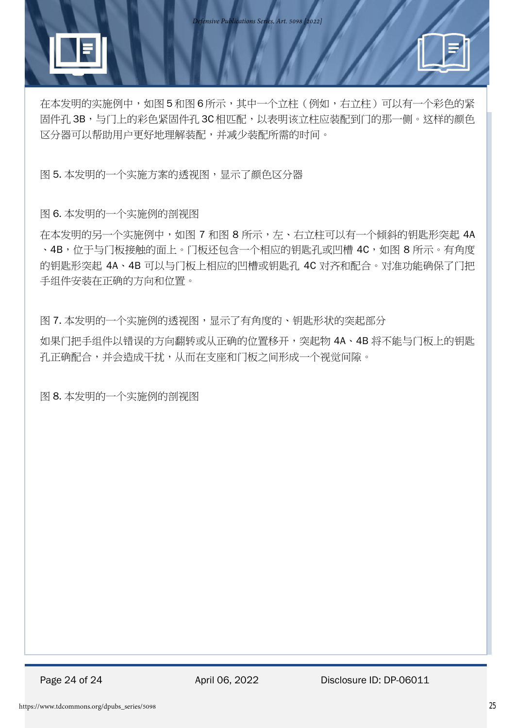在本发明的实施例中，如图 5 和图 6 所示，其中一个立柱（例如，右立柱）可以有一个彩色的紧固件孔 3B，与门上的彩色紧固件孔 3C 相匹配，以表明该立柱应装配到门的那一侧。这样的颜色区分器可以帮助用户更好地理解装配，并减少装配所需的时间。

图 5. 本发明的一个实施方案的透视图，显示了颜色区分器

图 6. 本发明的一个实施例的剖视图

在本发明的另一个实施例中，如图 7 和图 8 所示，左、右立柱可以有一个倾斜的钥匙形突起 4A、4B，位于与门板接触的面上。门板还包含一个相应的钥匙孔或凹槽 4C，如图 8 所示。有角度的钥匙形突起 4A、4B 可以与门板上相应的凹槽或钥匙孔 4C 对齐和配合。对准功能确保了门把手组件安装在正确的方向和位置。

图 7. 本发明的一个实施例的透视图，显示了有角度的、钥匙形状的突起部分

如果门把手组件以错误的方向翻转或从正确的位置移开，突起物 4A、4B 将不能与门板上的钥匙孔正确配合，并会造成干扰，从而在支座和门板之间形成一个视觉间隙。

图 8. 本发明的一个实施例的剖视图